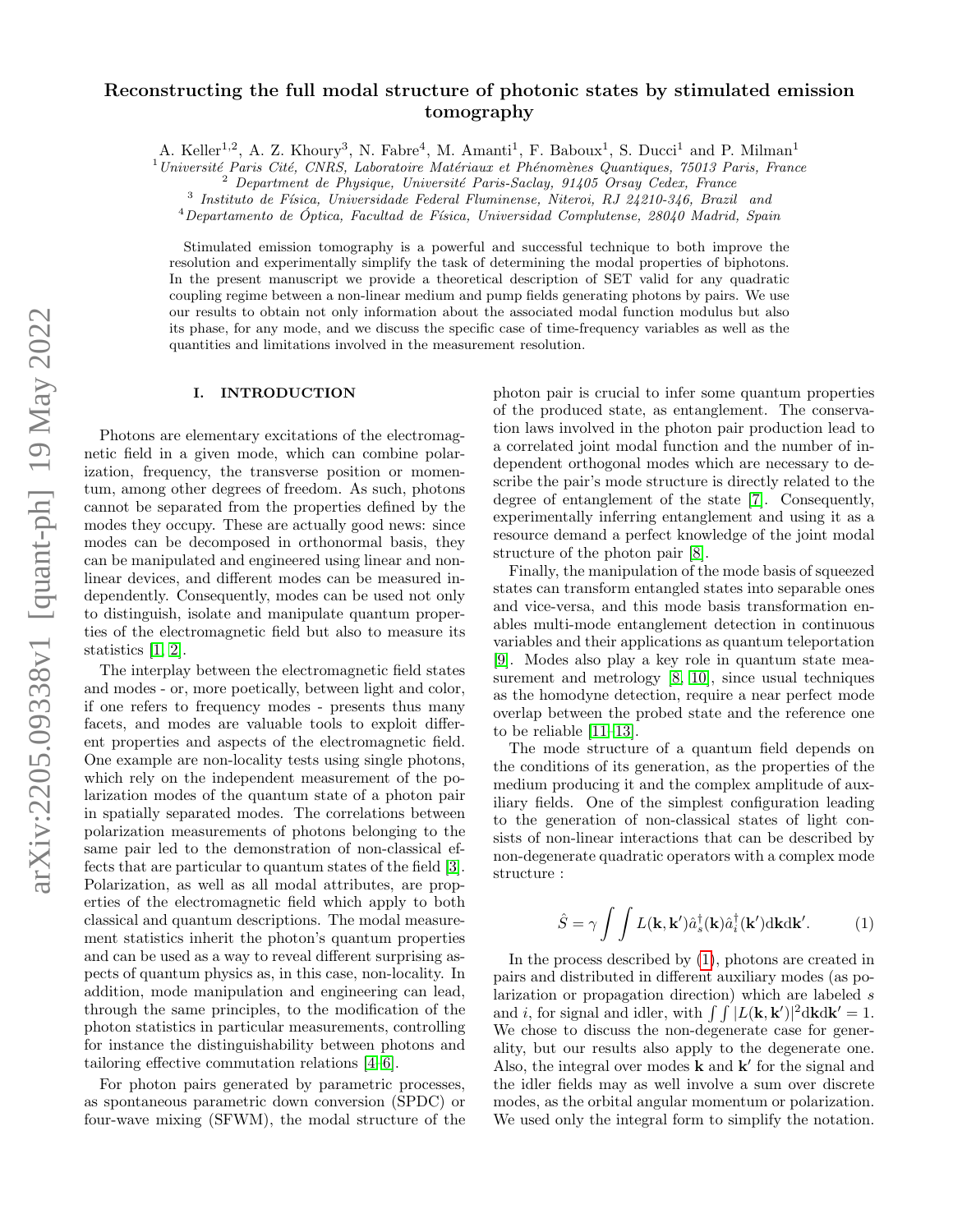# Reconstructing the full modal structure of photonic states by stimulated emission tomography

A. Keller[1,2], A. Z. Khoury[3], N. Fabre[4], M. Amanti[1], F. Baboux[1], S. Ducci[1] and P. Milman[1]

[1] *Université Paris Cité, CNRS, Laboratoire Matériaux et Phénomènes Quantiques, 75013 Paris, France*
[2] *Department de Physique, Université Paris-Saclay, 91405 Orsay Cedex, France*
[3] *Instituto de Física, Universidade Federal Fluminense, Niteroi, RJ 24210-346, Brazil and*
[4] *Departamento de Óptica, Facultad de Física, Universidad Complutense, 28040 Madrid, Spain*

Stimulated emission tomography is a powerful and successful technique to both improve the resolution and experimentally simplify the task of determining the modal properties of biphotons. In the present manuscript we provide a theoretical description of SET valid for any quadratic coupling regime between a non-linear medium and pump fields generating photons by pairs. We use our results to obtain not only information about the associated modal function modulus but also its phase, for any mode, and we discuss the specific case of time-frequency variables as well as the quantities and limitations involved in the measurement resolution.

## I. INTRODUCTION

Photons are elementary excitations of the electromagnetic field in a given mode, which can combine polarization, frequency, the transverse position or momentum, among other degrees of freedom. As such, photons cannot be separated from the properties defined by the modes they occupy. These are actually good news: since modes can be decomposed in orthonormal basis, they can be manipulated and engineered using linear and nonlinear devices, and different modes can be measured independently. Consequently, modes can be used not only to distinguish, isolate and manipulate quantum properties of the electromagnetic field but also to measure its statistics [1, 2].

The interplay between the electromagnetic field states and modes - or, more poetically, between light and color, if one refers to frequency modes - presents thus many facets, and modes are valuable tools to exploit different properties and aspects of the electromagnetic field. One example are non-locality tests using single photons, which rely on the independent measurement of the polarization modes of the quantum state of a photon pair in spatially separated modes. The correlations between polarization measurements of photons belonging to the same pair led to the demonstration of non-classical effects that are particular to quantum states of the field [3]. Polarization, as well as all modal attributes, are properties of the electromagnetic field which apply to both classical and quantum descriptions. The modal measurement statistics inherit the photon's quantum properties and can be used as a way to reveal different surprising aspects of quantum physics as, in this case, non-locality. In addition, mode manipulation and engineering can lead, through the same principles, to the modification of the photon statistics in particular measurements, controlling for instance the distinguishability between photons and tailoring effective commutation relations [4–6].

For photon pairs generated by parametric processes, as spontaneous parametric down conversion (SPDC) or four-wave mixing (SFWM), the modal structure of the photon pair is crucial to infer some quantum properties of the produced state, as entanglement. The conservation laws involved in the photon pair production lead to a correlated joint modal function and the number of independent orthogonal modes which are necessary to describe the pair's mode structure is directly related to the degree of entanglement of the state [7]. Consequently, experimentally inferring entanglement and using it as a resource demand a perfect knowledge of the joint modal structure of the photon pair [8].

Finally, the manipulation of the mode basis of squeezed states can transform entangled states into separable ones and vice-versa, and this mode basis transformation enables multi-mode entanglement detection in continuous variables and their applications as quantum teleportation [9]. Modes also play a key role in quantum state measurement and metrology [8, 10], since usual techniques as the homodyne detection, require a near perfect mode overlap between the probed state and the reference one to be reliable [11–13].

The mode structure of a quantum field depends on the conditions of its generation, as the properties of the medium producing it and the complex amplitude of auxiliary fields. One of the simplest configuration leading to the generation of non-classical states of light consists of non-linear interactions that can be described by non-degenerate quadratic operators with a complex mode structure :

$$\hat{S} = \gamma \int\int L(\mathbf{k},\mathbf{k}')\hat{a}_s^\dagger(\mathbf{k})\hat{a}_i^\dagger(\mathbf{k}')\mathrm{d}\mathbf{k}\mathrm{d}\mathbf{k}'. \quad (1)$$

In the process described by (1), photons are created in pairs and distributed in different auxiliary modes (as polarization or propagation direction) which are labeled $s$ and $i$, for signal and idler, with $\int\int |L(\mathbf{k},\mathbf{k}')|^2 \mathrm{d}\mathbf{k}\mathrm{d}\mathbf{k}' = 1$. We chose to discuss the non-degenerate case for generality, but our results also apply to the degenerate one. Also, the integral over modes $\mathbf{k}$ and $\mathbf{k}'$ for the signal and the idler fields may as well involve a sum over discrete modes, as the orbital angular momentum or polarization. We used only the integral form to simplify the notation.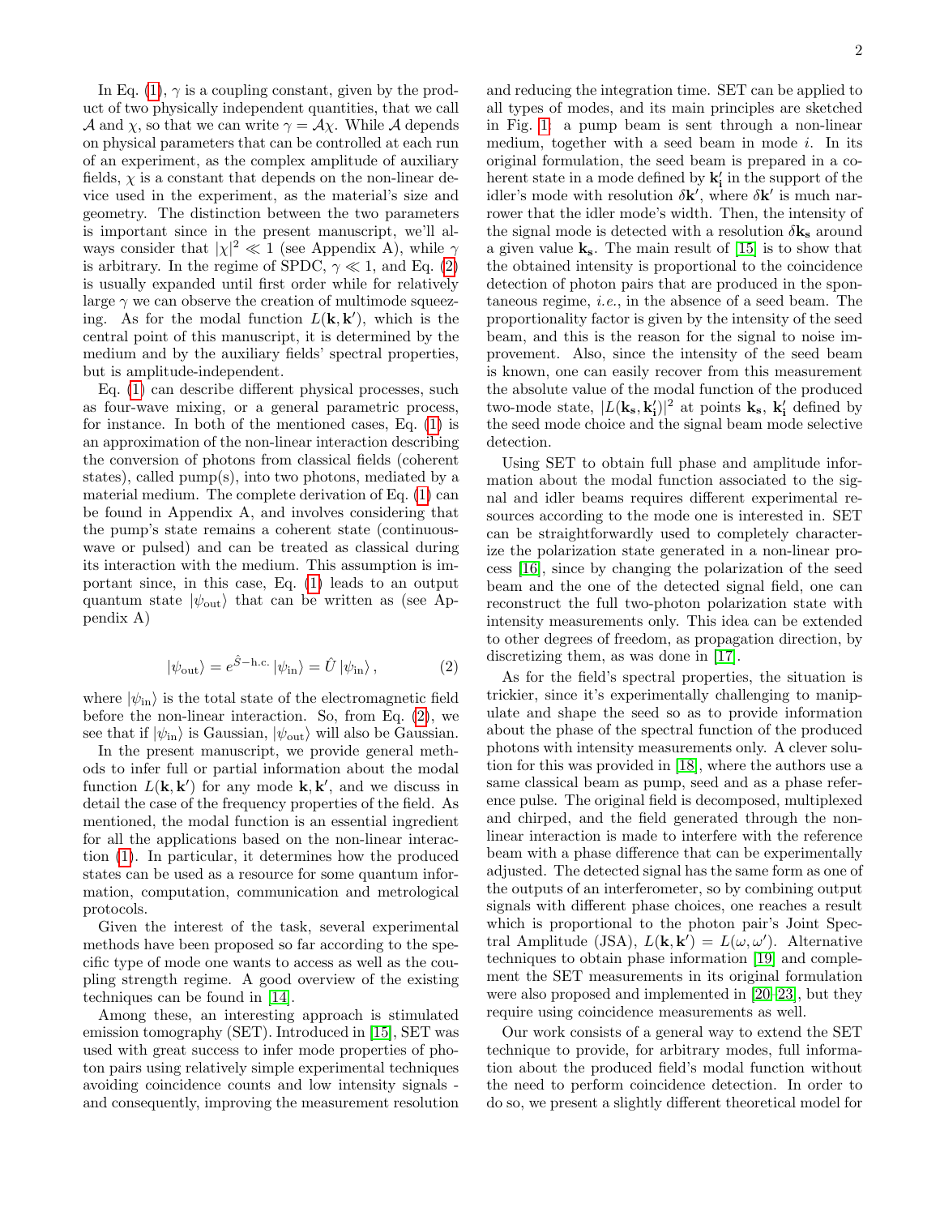In Eq. (1), $\gamma$ is a coupling constant, given by the product of two physically independent quantities, that we call $\mathcal{A}$ and $\chi$, so that we can write $\gamma = \mathcal{A}\chi$. While $\mathcal{A}$ depends on physical parameters that can be controlled at each run of an experiment, as the complex amplitude of auxiliary fields, $\chi$ is a constant that depends on the non-linear device used in the experiment, as the material's size and geometry. The distinction between the two parameters is important since in the present manuscript, we'll always consider that $|\chi|^2 \ll 1$ (see Appendix A), while $\gamma$ is arbitrary. In the regime of SPDC, $\gamma \ll 1$, and Eq. (2) is usually expanded until first order while for relatively large $\gamma$ we can observe the creation of multimode squeezing. As for the modal function $L(\mathbf{k}, \mathbf{k}')$, which is the central point of this manuscript, it is determined by the medium and by the auxiliary fields' spectral properties, but is amplitude-independent.

Eq. (1) can describe different physical processes, such as four-wave mixing, or a general parametric process, for instance. In both of the mentioned cases, Eq. (1) is an approximation of the non-linear interaction describing the conversion of photons from classical fields (coherent states), called pump(s), into two photons, mediated by a material medium. The complete derivation of Eq. (1) can be found in Appendix A, and involves considering that the pump's state remains a coherent state (continuous-wave or pulsed) and can be treated as classical during its interaction with the medium. This assumption is important since, in this case, Eq. (1) leads to an output quantum state $|\psi_{\text{out}}\rangle$ that can be written as (see Appendix A)

$$|\psi_{\text{out}}\rangle = e^{\hat{S} - \text{h.c.}} |\psi_{\text{in}}\rangle = \hat{U} |\psi_{\text{in}}\rangle , \tag{2}$$

where $|\psi_{\text{in}}\rangle$ is the total state of the electromagnetic field before the non-linear interaction. So, from Eq. (2), we see that if $|\psi_{\text{in}}\rangle$ is Gaussian, $|\psi_{\text{out}}\rangle$ will also be Gaussian.

In the present manuscript, we provide general methods to infer full or partial information about the modal function $L(\mathbf{k}, \mathbf{k}')$ for any mode $\mathbf{k}, \mathbf{k}'$, and we discuss in detail the case of the frequency properties of the field. As mentioned, the modal function is an essential ingredient for all the applications based on the non-linear interaction (1). In particular, it determines how the produced states can be used as a resource for some quantum information, computation, communication and metrological protocols.

Given the interest of the task, several experimental methods have been proposed so far according to the specific type of mode one wants to access as well as the coupling strength regime. A good overview of the existing techniques can be found in [14].

Among these, an interesting approach is stimulated emission tomography (SET). Introduced in [15], SET was used with great success to infer mode properties of photon pairs using relatively simple experimental techniques avoiding coincidence counts and low intensity signals - and consequently, improving the measurement resolution and reducing the integration time. SET can be applied to all types of modes, and its main principles are sketched in Fig. 1: a pump beam is sent through a non-linear medium, together with a seed beam in mode $i$. In its original formulation, the seed beam is prepared in a coherent state in a mode defined by $\mathbf{k_i'}$ in the support of the idler's mode with resolution $\delta\mathbf{k}'$, where $\delta\mathbf{k}'$ is much narrower that the idler mode's width. Then, the intensity of the signal mode is detected with a resolution $\delta\mathbf{k_s}$ around a given value $\mathbf{k_s}$. The main result of [15] is to show that the obtained intensity is proportional to the coincidence detection of photon pairs that are produced in the spontaneous regime, *i.e.*, in the absence of a seed beam. The proportionality factor is given by the intensity of the seed beam, and this is the reason for the signal to noise improvement. Also, since the intensity of the seed beam is known, one can easily recover from this measurement the absolute value of the modal function of the produced two-mode state, $|L(\mathbf{k_s}, \mathbf{k_i'})|^2$ at points $\mathbf{k_s}$, $\mathbf{k_i'}$ defined by the seed mode choice and the signal beam mode selective detection.

Using SET to obtain full phase and amplitude information about the modal function associated to the signal and idler beams requires different experimental resources according to the mode one is interested in. SET can be straightforwardly used to completely characterize the polarization state generated in a non-linear process [16], since by changing the polarization of the seed beam and the one of the detected signal field, one can reconstruct the full two-photon polarization state with intensity measurements only. This idea can be extended to other degrees of freedom, as propagation direction, by discretizing them, as was done in [17].

As for the field's spectral properties, the situation is trickier, since it's experimentally challenging to manipulate and shape the seed so as to provide information about the phase of the spectral function of the produced photons with intensity measurements only. A clever solution for this was provided in [18], where the authors use a same classical beam as pump, seed and as a phase reference pulse. The original field is decomposed, multiplexed and chirped, and the field generated through the non-linear interaction is made to interfere with the reference beam with a phase difference that can be experimentally adjusted. The detected signal has the same form as one of the outputs of an interferometer, so by combining output signals with different phase choices, one reaches a result which is proportional to the photon pair's Joint Spectral Amplitude (JSA), $L(\mathbf{k}, \mathbf{k}') = L(\omega, \omega')$. Alternative techniques to obtain phase information [19] and complement the SET measurements in its original formulation were also proposed and implemented in [20–23], but they require using coincidence measurements as well.

Our work consists of a general way to extend the SET technique to provide, for arbitrary modes, full information about the produced field's modal function without the need to perform coincidence detection. In order to do so, we present a slightly different theoretical model for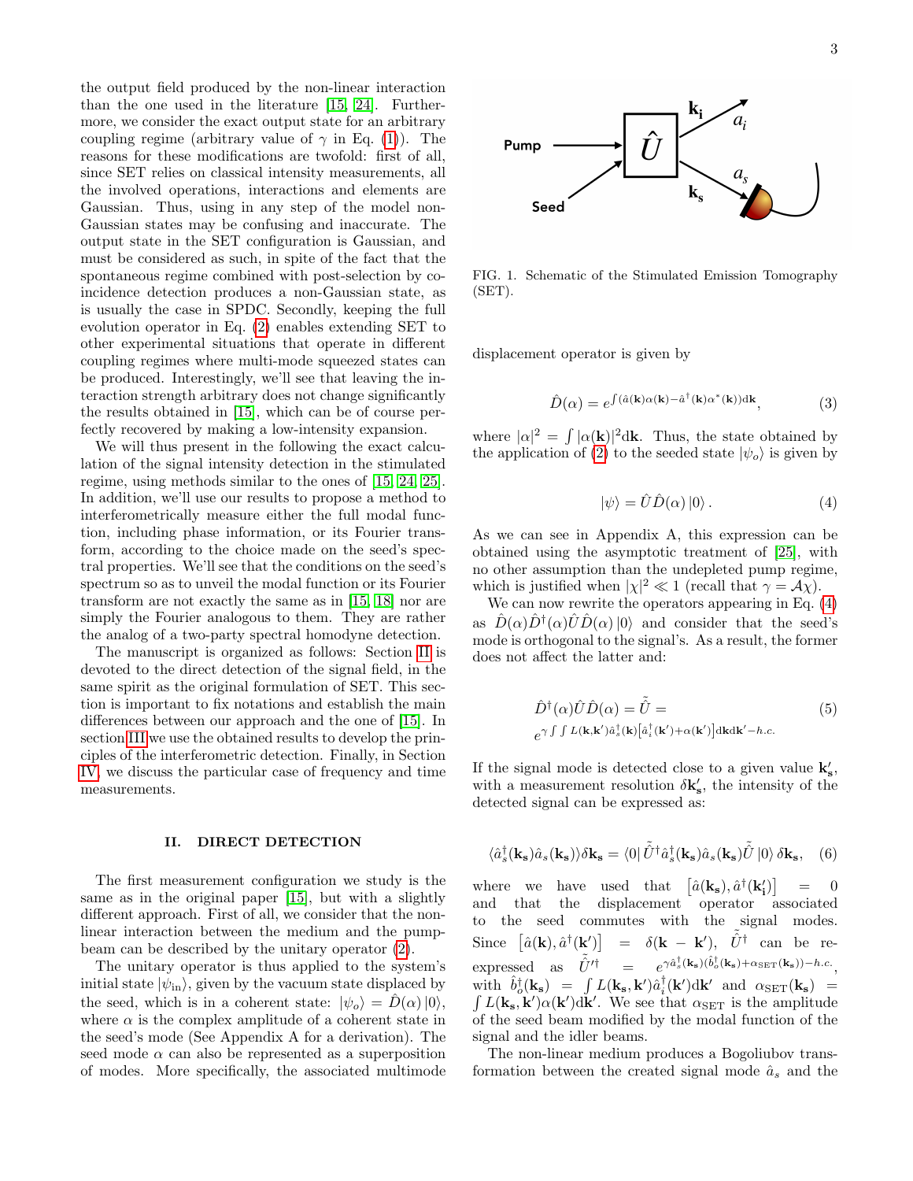the output field produced by the non-linear interaction than the one used in the literature [15, 24]. Furthermore, we consider the exact output state for an arbitrary coupling regime (arbitrary value of $\gamma$ in Eq. (1)). The reasons for these modifications are twofold: first of all, since SET relies on classical intensity measurements, all the involved operations, interactions and elements are Gaussian. Thus, using in any step of the model non-Gaussian states may be confusing and inaccurate. The output state in the SET configuration is Gaussian, and must be considered as such, in spite of the fact that the spontaneous regime combined with post-selection by coincidence detection produces a non-Gaussian state, as is usually the case in SPDC. Secondly, keeping the full evolution operator in Eq. (2) enables extending SET to other experimental situations that operate in different coupling regimes where multi-mode squeezed states can be produced. Interestingly, we'll see that leaving the interaction strength arbitrary does not change significantly the results obtained in [15], which can be of course perfectly recovered by making a low-intensity expansion.

We will thus present in the following the exact calculation of the signal intensity detection in the stimulated regime, using methods similar to the ones of [15, 24, 25]. In addition, we'll use our results to propose a method to interferometrically measure either the full modal function, including phase information, or its Fourier transform, according to the choice made on the seed's spectral properties. We'll see that the conditions on the seed's spectrum so as to unveil the modal function or its Fourier transform are not exactly the same as in [15, 18] nor are simply the Fourier analogous to them. They are rather the analog of a two-party spectral homodyne detection.

The manuscript is organized as follows: Section II is devoted to the direct detection of the signal field, in the same spirit as the original formulation of SET. This section is important to fix notations and establish the main differences between our approach and the one of [15]. In section III we use the obtained results to develop the principles of the interferometric detection. Finally, in Section IV, we discuss the particular case of frequency and time measurements.

## II. DIRECT DETECTION

The first measurement configuration we study is the same as in the original paper [15], but with a slightly different approach. First of all, we consider that the non-linear interaction between the medium and the pump-beam can be described by the unitary operator (2).

The unitary operator is thus applied to the system's initial state $|\psi_{\rm in}\rangle$, given by the vacuum state displaced by the seed, which is in a coherent state: $|\psi_o\rangle = \hat{D}(\alpha)|0\rangle$, where $\alpha$ is the complex amplitude of a coherent state in the seed's mode (See Appendix A for a derivation). The seed mode $\alpha$ can also be represented as a superposition of modes. More specifically, the associated multimode displacement operator is given by

$$\hat{D}(\alpha) = e^{\int (\hat{a}(\mathbf{k})\alpha(\mathbf{k}) - \hat{a}^\dagger(\mathbf{k})\alpha^*(\mathbf{k}))\mathrm{d}\mathbf{k}}, \tag{3}$$

where $|\alpha|^2 = \int |\alpha(\mathbf{k})|^2 \mathrm{d}\mathbf{k}$. Thus, the state obtained by the application of (2) to the seeded state $|\psi_o\rangle$ is given by

$$|\psi\rangle = \hat{U}\hat{D}(\alpha)|0\rangle. \tag{4}$$

As we can see in Appendix A, this expression can be obtained using the asymptotic treatment of [25], with no other assumption than the undepleted pump regime, which is justified when $|\chi|^2 \ll 1$ (recall that $\gamma = \mathcal{A}\chi$).

We can now rewrite the operators appearing in Eq. (4) as $\hat{D}(\alpha)\hat{D}^\dagger(\alpha)\hat{U}\hat{D}(\alpha)|0\rangle$ and consider that the seed's mode is orthogonal to the signal's. As a result, the former does not affect the latter and:

$$\hat{D}^\dagger(\alpha)\hat{U}\hat{D}(\alpha) = \tilde{\hat{U}} = e^{\gamma\int\int L(\mathbf{k},\mathbf{k}')\hat{a}_s^\dagger(\mathbf{k})\left[\hat{a}_i^\dagger(\mathbf{k}')+\alpha(\mathbf{k}')\right]\mathrm{d}\mathbf{k}\mathrm{d}\mathbf{k}' - h.c.} \tag{5}$$

If the signal mode is detected close to a given value $\mathbf{k_s'}$, with a measurement resolution $\delta\mathbf{k_s'}$, the intensity of the detected signal can be expressed as:

$$\langle \hat{a}_s^\dagger(\mathbf{k_s})\hat{a}_s(\mathbf{k_s})\rangle\delta\mathbf{k_s} = \langle 0|\tilde{\hat{U}}^\dagger\hat{a}_s^\dagger(\mathbf{k_s})\hat{a}_s(\mathbf{k_s})\tilde{\hat{U}}|0\rangle\,\delta\mathbf{k_s}, \tag{6}$$

where we have used that $\left[\hat{a}(\mathbf{k_s}), \hat{a}^\dagger(\mathbf{k_i'})\right] = 0$ and that the displacement operator associated to the seed commutes with the signal modes. Since $\left[\hat{a}(\mathbf{k}), \hat{a}^\dagger(\mathbf{k}')\right] = \delta(\mathbf{k}-\mathbf{k}')$, $\tilde{\hat{U}}^\dagger$ can be re-expressed as $\tilde{\hat{U}}'^\dagger = e^{\gamma\hat{a}_s^\dagger(\mathbf{k_s})(\hat{b}_o^\dagger(\mathbf{k_s})+\alpha_{\rm SET}(\mathbf{k_s}))-h.c.}$, with $\hat{b}_o^\dagger(\mathbf{k_s}) = \int L(\mathbf{k_s},\mathbf{k}')\hat{a}_i^\dagger(\mathbf{k}')\mathrm{d}\mathbf{k}'$ and $\alpha_{\rm SET}(\mathbf{k_s}) = \int L(\mathbf{k_s},\mathbf{k}')\alpha(\mathbf{k}')\mathrm{d}\mathbf{k}'$. We see that $\alpha_{\rm SET}$ is the amplitude of the seed beam modified by the modal function of the signal and the idler beams.

The non-linear medium produces a Bogoliubov transformation between the created signal mode $\hat{a}_s$ and the

FIG. 1. Schematic of the Stimulated Emission Tomography (SET).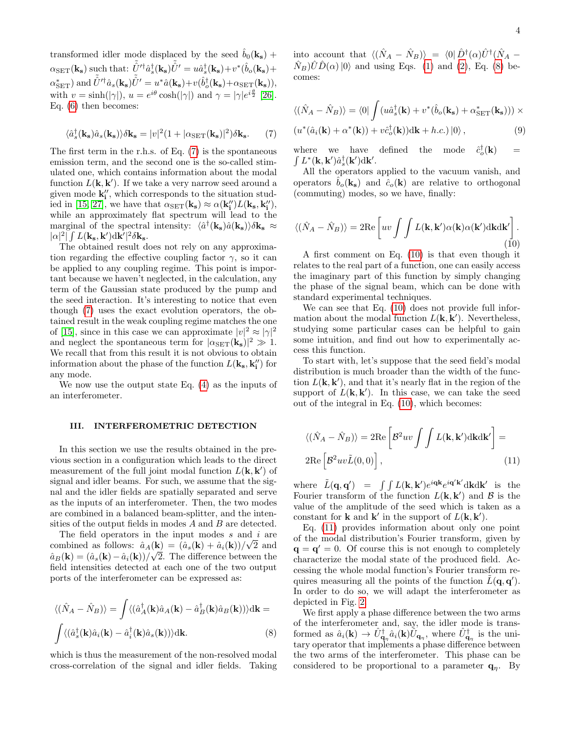transformed idler mode displaced by the seed $\hat{b}_0(\mathbf{k_s}) + \alpha_{\rm SET}(\mathbf{k_s})$ such that: $\tilde{\hat{U}}'^{\dagger}\hat{a}_s^{\dagger}(\mathbf{k_s})\tilde{\hat{U}}' = u\hat{a}_s^{\dagger}(\mathbf{k_s}) + v^*(\hat{b}_o(\mathbf{k_s}) + \alpha^*_{\rm SET})$ and $\tilde{\hat{U}}'^{\dagger}\hat{a}_s(\mathbf{k_s})\tilde{\hat{U}}' = u^*\hat{a}(\mathbf{k_s}) + v(\hat{b}_o^{\dagger}(\mathbf{k_s}) + \alpha_{\rm SET}(\mathbf{k_s}))$, with $v = \sinh(|\gamma|)$, $u = e^{i\theta}\cosh(|\gamma|)$ and $\gamma = |\gamma|e^{i\frac{\theta}{2}}$ [26]. Eq. (6) then becomes:

$$\langle \hat{a}_s^{\dagger}(\mathbf{k_s})\hat{a}_s(\mathbf{k_s})\rangle \delta\mathbf{k_s} = |v|^2(1 + |\alpha_{\rm SET}(\mathbf{k_s})|^2)\delta\mathbf{k_s}. \quad (7)$$

The first term in the r.h.s. of Eq. (7) is the spontaneous emission term, and the second one is the so-called stimulated one, which contains information about the modal function $L(\mathbf{k},\mathbf{k}')$. If we take a very narrow seed around a given mode $\mathbf{k_i''}$, which corresponds to the situation studied in [15, 27], we have that $\alpha_{\rm SET}(\mathbf{k_s}) \approx \alpha(\mathbf{k_i''})L(\mathbf{k_s},\mathbf{k_i''})$, while an approximately flat spectrum will lead to the marginal of the spectral intensity: $\langle \hat{a}^{\dagger}(\mathbf{k_s})\hat{a}(\mathbf{k_s})\rangle\delta\mathbf{k_s} \approx |\alpha|^2|\int L(\mathbf{k_s},\mathbf{k}')d\mathbf{k}'|^2\delta\mathbf{k_s}$.

The obtained result does not rely on any approximation regarding the effective coupling factor $\gamma$, so it can be applied to any coupling regime. This point is important because we haven't neglected, in the calculation, any term of the Gaussian state produced by the pump and the seed interaction. It's interesting to notice that even though (7) uses the exact evolution operators, the obtained result in the weak coupling regime matches the one of [15], since in this case we can approximate $|v|^2 \approx |\gamma|^2$ and neglect the spontaneous term for $|\alpha_{\rm SET}(\mathbf{k_s})|^2 \gg 1$. We recall that from this result it is not obvious to obtain information about the phase of the function $L(\mathbf{k_s},\mathbf{k_i''})$ for any mode.

We now use the output state Eq. (4) as the inputs of an interferometer.

### III. INTERFEROMETRIC DETECTION

In this section we use the results obtained in the previous section in a configuration which leads to the direct measurement of the full joint modal function $L(\mathbf{k},\mathbf{k}')$ of signal and idler beams. For such, we assume that the signal and the idler fields are spatially separated and serve as the inputs of an interferometer. Then, the two modes are combined in a balanced beam-splitter, and the intensities of the output fields in modes $A$ and $B$ are detected.

The field operators in the input modes $s$ and $i$ are combined as follows: $\hat{a}_A(\mathbf{k}) = (\hat{a}_s(\mathbf{k}) + \hat{a}_i(\mathbf{k}))/\sqrt{2}$ and $\hat{a}_B(\mathbf{k}) = (\hat{a}_s(\mathbf{k}) - \hat{a}_i(\mathbf{k}))/\sqrt{2}$. The difference between the field intensities detected at each one of the two output ports of the interferometer can be expressed as:

$$\langle(\hat{N}_A - \hat{N}_B)\rangle = \int \langle(\hat{a}_A^{\dagger}(\mathbf{k})\hat{a}_A(\mathbf{k}) - \hat{a}_B^{\dagger}(\mathbf{k})\hat{a}_B(\mathbf{k}))\rangle d\mathbf{k} =$$
$$\int \langle(\hat{a}_s^{\dagger}(\mathbf{k})\hat{a}_i(\mathbf{k}) - \hat{a}_i^{\dagger}(\mathbf{k})\hat{a}_s(\mathbf{k}))\rangle d\mathbf{k}. \quad (8)$$

which is thus the measurement of the non-resolved modal cross-correlation of the signal and idler fields. Taking into account that $\langle(\hat{N}_A - \hat{N}_B)\rangle = \langle 0|\hat{D}^{\dagger}(\alpha)\hat{U}^{\dagger}(\hat{N}_A - \hat{N}_B)\hat{U}\hat{D}(\alpha)|0\rangle$ and using Eqs. (1) and (2), Eq. (8) becomes:

$$\langle(\hat{N}_A - \hat{N}_B)\rangle = \langle 0|\int (u\hat{a}_s^{\dagger}(\mathbf{k}) + v^*(\hat{b}_o(\mathbf{k_s}) + \alpha^*_{\rm SET}(\mathbf{k_s}))) \times$$
$$(u^*(\hat{a}_i(\mathbf{k}) + \alpha^*(\mathbf{k})) + v\hat{c}_o^{\dagger}(\mathbf{k}))d\mathbf{k} + h.c.)|0\rangle, \quad (9)$$

where we have defined the mode $\hat{c}_o^{\dagger}(\mathbf{k}) = \int L^*(\mathbf{k},\mathbf{k}')\hat{a}_s^{\dagger}(\mathbf{k}')d\mathbf{k}'$.

All the operators applied to the vacuum vanish, and operators $\hat{b}_o(\mathbf{k_s})$ and $\hat{c}_o(\mathbf{k})$ are relative to orthogonal (commuting) modes, so we have, finally:

$$\langle(\hat{N}_A - \hat{N}_B)\rangle = 2\mathrm{Re}\left[uv\int\int L(\mathbf{k},\mathbf{k}')\alpha(\mathbf{k})\alpha(\mathbf{k}')d\mathbf{k}d\mathbf{k}'\right]. \quad (10)$$

A first comment on Eq. (10) is that even though it relates to the real part of a function, one can easily access the imaginary part of this function by simply changing the phase of the signal beam, which can be done with standard experimental techniques.

We can see that Eq. (10) does not provide full information about the modal function $L(\mathbf{k},\mathbf{k}')$. Nevertheless, studying some particular cases can be helpful to gain some intuition, and find out how to experimentally access this function.

To start with, let's suppose that the seed field's modal distribution is much broader than the width of the function $L(\mathbf{k},\mathbf{k}')$, and that it's nearly flat in the region of the support of $L(\mathbf{k},\mathbf{k}')$. In this case, we can take the seed out of the integral in Eq. (10), which becomes:

$$\langle(\hat{N}_A - \hat{N}_B)\rangle = 2\mathrm{Re}\left[\mathcal{B}^2uv\int\int L(\mathbf{k},\mathbf{k}')d\mathbf{k}d\mathbf{k}'\right] =$$
$$2\mathrm{Re}\left[\mathcal{B}^2uv\tilde{L}(0,0)\right], \quad (11)$$

where $\tilde{L}(\mathbf{q},\mathbf{q}') = \int\int L(\mathbf{k},\mathbf{k}')e^{i\mathbf{qk}}e^{i\mathbf{q}'\mathbf{k}'}d\mathbf{k}d\mathbf{k}'$ is the Fourier transform of the function $L(\mathbf{k},\mathbf{k}')$ and $\mathcal{B}$ is the value of the amplitude of the seed which is taken as a constant for $\mathbf{k}$ and $\mathbf{k}'$ in the support of $L(\mathbf{k},\mathbf{k}')$.

Eq. (11) provides information about only one point of the modal distribution's Fourier transform, given by $\mathbf{q} = \mathbf{q}' = 0$. Of course this is not enough to completely characterize the modal state of the produced field. Accessing the whole modal function's Fourier transform requires measuring all the points of the function $\tilde{L}(\mathbf{q},\mathbf{q}')$. In order to do so, we will adapt the interferometer as depicted in Fig. 2.

We first apply a phase difference between the two arms of the interferometer and, say, the idler mode is transformed as $\hat{a}_i(\mathbf{k}) \to \hat{U}^{\dagger}_{\mathbf{q}_\eta}\hat{a}_i(\mathbf{k})\hat{U}_{\mathbf{q}_\eta}$, where $\hat{U}^{\dagger}_{\mathbf{q}_\eta}$ is the unitary operator that implements a phase difference between the two arms of the interferometer. This phase can be considered to be proportional to a parameter $\mathbf{q}_\eta$. By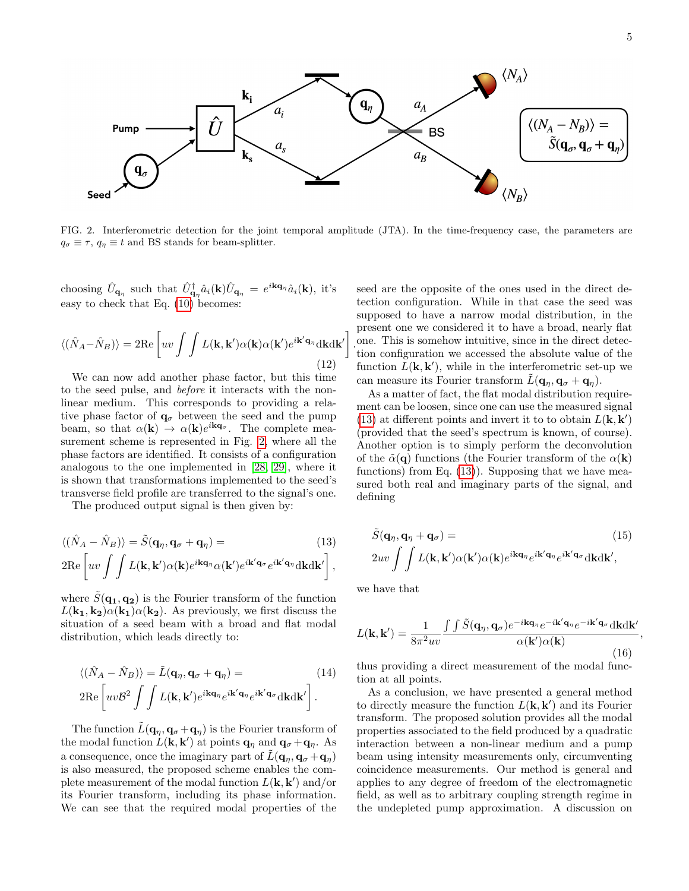FIG. 2. Interferometric detection for the joint temporal amplitude (JTA). In the time-frequency case, the parameters are $q_\sigma \equiv \tau$, $q_\eta \equiv t$ and BS stands for beam-splitter.

choosing $\hat{U}_{\mathbf{q}_\eta}$ such that $\hat{U}^\dagger_{\mathbf{q}_\eta}\hat{a}_i(\mathbf{k})\hat{U}_{\mathbf{q}_\eta} = e^{i\mathbf{k}\mathbf{q}_\eta}\hat{a}_i(\mathbf{k})$, it's easy to check that Eq. (10) becomes:

$$\langle(\hat{N}_A - \hat{N}_B)\rangle = 2\mathrm{Re}\left[uv\int\int L(\mathbf{k},\mathbf{k}')\alpha(\mathbf{k})\alpha(\mathbf{k}')e^{i\mathbf{k}'\mathbf{q}_\eta}\mathrm{d}\mathbf{k}\mathrm{d}\mathbf{k}'\right]. \tag{12}$$

We can now add another phase factor, but this time to the seed pulse, and *before* it interacts with the non-linear medium. This corresponds to providing a relative phase factor of $\mathbf{q}_\sigma$ between the seed and the pump beam, so that $\alpha(\mathbf{k}) \rightarrow \alpha(\mathbf{k})e^{i\mathbf{k}\mathbf{q}_\sigma}$. The complete measurement scheme is represented in Fig. 2, where all the phase factors are identified. It consists of a configuration analogous to the one implemented in [28, 29], where it is shown that transformations implemented to the seed's transverse field profile are transferred to the signal's one.

The produced output signal is then given by:

$$\begin{aligned}\langle(\hat{N}_A - \hat{N}_B)\rangle &= \tilde{S}(\mathbf{q}_\eta, \mathbf{q}_\sigma + \mathbf{q}_\eta) = \\ &2\mathrm{Re}\left[uv\int\int L(\mathbf{k},\mathbf{k}')\alpha(\mathbf{k})e^{i\mathbf{k}\mathbf{q}_\eta}\alpha(\mathbf{k}')e^{i\mathbf{k}'\mathbf{q}_\sigma}e^{i\mathbf{k}'\mathbf{q}_\eta}\mathrm{d}\mathbf{k}\mathrm{d}\mathbf{k}'\right],\end{aligned} \tag{13}$$

where $\tilde{S}(\mathbf{q_1}, \mathbf{q_2})$ is the Fourier transform of the function $L(\mathbf{k_1}, \mathbf{k_2})\alpha(\mathbf{k_1})\alpha(\mathbf{k_2})$. As previously, we first discuss the situation of a seed beam with a broad and flat modal distribution, which leads directly to:

$$\begin{aligned}\langle(\hat{N}_A - \hat{N}_B)\rangle &= \tilde{L}(\mathbf{q}_\eta, \mathbf{q}_\sigma + \mathbf{q}_\eta) = \\ &2\mathrm{Re}\left[uv\mathcal{B}^2\int\int L(\mathbf{k},\mathbf{k}')e^{i\mathbf{k}\mathbf{q}_\eta}e^{i\mathbf{k}'\mathbf{q}_\eta}e^{i\mathbf{k}'\mathbf{q}_\sigma}\mathrm{d}\mathbf{k}\mathrm{d}\mathbf{k}'\right].\end{aligned} \tag{14}$$

The function $\tilde{L}(\mathbf{q}_\eta, \mathbf{q}_\sigma + \mathbf{q}_\eta)$ is the Fourier transform of the modal function $L(\mathbf{k}, \mathbf{k}')$ at points $\mathbf{q}_\eta$ and $\mathbf{q}_\sigma + \mathbf{q}_\eta$. As a consequence, once the imaginary part of $\tilde{L}(\mathbf{q}_\eta, \mathbf{q}_\sigma + \mathbf{q}_\eta)$ is also measured, the proposed scheme enables the complete measurement of the modal function $L(\mathbf{k}, \mathbf{k}')$ and/or its Fourier transform, including its phase information. We can see that the required modal properties of the seed are the opposite of the ones used in the direct detection configuration. While in that case the seed was supposed to have a narrow modal distribution, in the present one we considered it to have a broad, nearly flat one. This is somehow intuitive, since in the direct detection configuration we accessed the absolute value of the function $L(\mathbf{k}, \mathbf{k}')$, while in the interferometric set-up we can measure its Fourier transform $\tilde{L}(\mathbf{q}_\eta, \mathbf{q}_\sigma + \mathbf{q}_\eta)$.

As a matter of fact, the flat modal distribution requirement can be loosen, since one can use the measured signal (13) at different points and invert it to obtain $L(\mathbf{k}, \mathbf{k}')$ (provided that the seed's spectrum is known, of course). Another option is to simply perform the deconvolution of the $\tilde{\alpha}(\mathbf{q})$ functions (the Fourier transform of the $\alpha(\mathbf{k})$ functions) from Eq. (13)). Supposing that we have measured both real and imaginary parts of the signal, and defining

$$\begin{aligned}&\tilde{S}(\mathbf{q}_\eta, \mathbf{q}_\eta + \mathbf{q}_\sigma) = \\ &2uv\int\int L(\mathbf{k},\mathbf{k}')\alpha(\mathbf{k}')\alpha(\mathbf{k})e^{i\mathbf{k}\mathbf{q}_\eta}e^{i\mathbf{k}'\mathbf{q}_\eta}e^{i\mathbf{k}'\mathbf{q}_\sigma}\mathrm{d}\mathbf{k}\mathrm{d}\mathbf{k}',\end{aligned} \tag{15}$$

we have that

$$L(\mathbf{k},\mathbf{k}') = \frac{1}{8\pi^2 uv}\frac{\int\int\tilde{S}(\mathbf{q}_\eta,\mathbf{q}_\sigma)e^{-i\mathbf{k}\mathbf{q}_\eta}e^{-i\mathbf{k}'\mathbf{q}_\eta}e^{-i\mathbf{k}'\mathbf{q}_\sigma}\mathrm{d}\mathbf{k}\mathrm{d}\mathbf{k}'}{\alpha(\mathbf{k}')\alpha(\mathbf{k})}, \tag{16}$$

thus providing a direct measurement of the modal function at all points.

As a conclusion, we have presented a general method to directly measure the function $L(\mathbf{k}, \mathbf{k}')$ and its Fourier transform. The proposed solution provides all the modal properties associated to the field produced by a quadratic interaction between a non-linear medium and a pump beam using intensity measurements only, circumventing coincidence measurements. Our method is general and applies to any degree of freedom of the electromagnetic field, as well as to arbitrary coupling strength regime in the undepleted pump approximation. A discussion on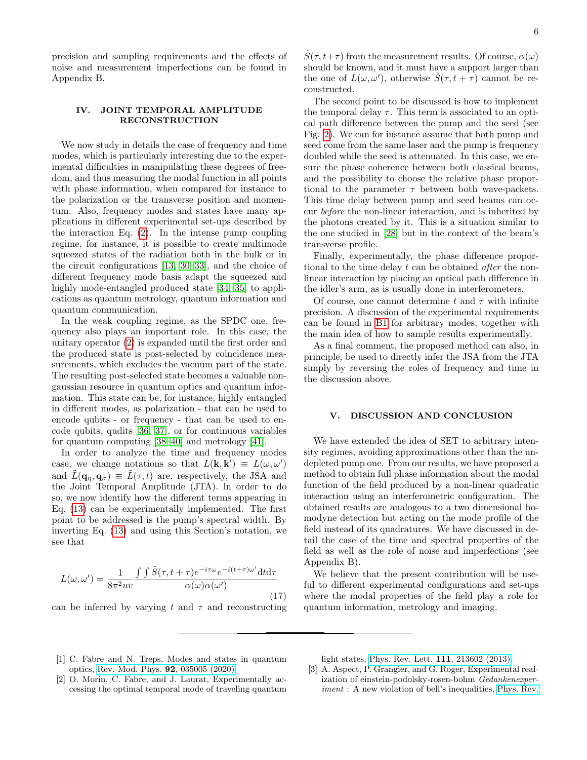precision and sampling requirements and the effects of noise and measurement imperfections can be found in Appendix B.

## IV. JOINT TEMPORAL AMPLITUDE RECONSTRUCTION

We now study in details the case of frequency and time modes, which is particularly interesting due to the experimental difficulties in manipulating these degrees of freedom, and thus measuring the modal function in all points with phase information, when compared for instance to the polarization or the transverse position and momentum. Also, frequency modes and states have many applications in different experimental set-ups described by the interaction Eq. (2). In the intense pump coupling regime, for instance, it is possible to create multimode squeezed states of the radiation both in the bulk or in the circuit configurations [13, 30–33], and the choice of different frequency mode basis adapt the squeezed and highly mode-entangled produced state [34, 35] to applications as quantum metrology, quantum information and quantum communication.

In the weak coupling regime, as the SPDC one, frequency also plays an important role. In this case, the unitary operator (2) is expanded until the first order and the produced state is post-selected by coincidence measurements, which excludes the vacuum part of the state. The resulting post-selected state becomes a valuable nongaussian resource in quantum optics and quantum information. This state can be, for instance, highly entangled in different modes, as polarization - that can be used to encode qubits - or frequency - that can be used to encode qubits, qudits [36, 37], or for continuous variables for quantum computing [38–40] and metrology [41].

In order to analyze the time and frequency modes case, we change notations so that $L(\mathbf{k}, \mathbf{k}') \equiv L(\omega, \omega')$ and $\tilde{L}(\mathbf{q}_\eta, \mathbf{q}_\sigma) \equiv \tilde{L}(\tau, t)$ are, respectively, the JSA and the Joint Temporal Amplitude (JTA). In order to do so, we now identify how the different terms appearing in Eq. (13) can be experimentally implemented. The first point to be addressed is the pump's spectral width. By inverting Eq. (13) and using this Section's notation, we see that

$$L(\omega, \omega') = \frac{1}{8\pi^2 uv} \frac{\int\int \tilde{S}(\tau, t+\tau) e^{-i\tau\omega} e^{-i(t+\tau)\omega'} \mathrm{d}t\mathrm{d}\tau}{\alpha(\omega)\alpha(\omega')} \tag{17}$$

can be inferred by varying $t$ and $\tau$ and reconstructing $\tilde{S}(\tau, t+\tau)$ from the measurement results. Of course, $\alpha(\omega)$ should be known, and it must have a support larger than the one of $L(\omega, \omega')$, otherwise $\tilde{S}(\tau, t+\tau)$ cannot be reconstructed.

The second point to be discussed is how to implement the temporal delay $\tau$. This term is associated to an optical path difference between the pump and the seed (see Fig. 2). We can for instance assume that both pump and seed come from the same laser and the pump is frequency doubled while the seed is attenuated. In this case, we ensure the phase coherence between both classical beams, and the possibility to choose the relative phase proportional to the parameter $\tau$ between both wave-packets. This time delay between pump and seed beams can occur *before* the non-linear interaction, and is inherited by the photons created by it. This is a situation similar to the one studied in [28] but in the context of the beam's transverse profile.

Finally, experimentally, the phase difference proportional to the time delay $t$ can be obtained *after* the non-linear interaction by placing an optical path difference in the idler's arm, as is usually done in interferometers.

Of course, one cannot determine $t$ and $\tau$ with infinite precision. A discussion of the experimental requirements can be found in B1 for arbitrary modes, together with the main idea of how to sample results experimentally.

As a final comment, the proposed method can also, in principle, be used to directly infer the JSA from the JTA simply by reversing the roles of frequency and time in the discussion above.

## V. DISCUSSION AND CONCLUSION

We have extended the idea of SET to arbitrary intensity regimes, avoiding approximations other than the undepleted pump one. From our results, we have proposed a method to obtain full phase information about the modal function of the field produced by a non-linear quadratic interaction using an interferometric configuration. The obtained results are analogous to a two dimensional homodyne detection but acting on the mode profile of the field instead of its quadratures. We have discussed in detail the case of the time and spectral properties of the field as well as the role of noise and imperfections (see Appendix B).

We believe that the present contribution will be useful to different experimental configurations and set-ups where the modal properties of the field play a role for quantum information, metrology and imaging.

---

[1] C. Fabre and N. Treps, Modes and states in quantum optics, Rev. Mod. Phys. **92**, 035005 (2020).

[2] O. Morin, C. Fabre, and J. Laurat, Experimentally accessing the optimal temporal mode of traveling quantum light states, Phys. Rev. Lett. **111**, 213602 (2013).

[3] A. Aspect, P. Grangier, and G. Roger, Experimental realization of einstein-podolsky-rosen-bohm *Gedankenexperiment* : A new violation of bell's inequalities, Phys. Rev.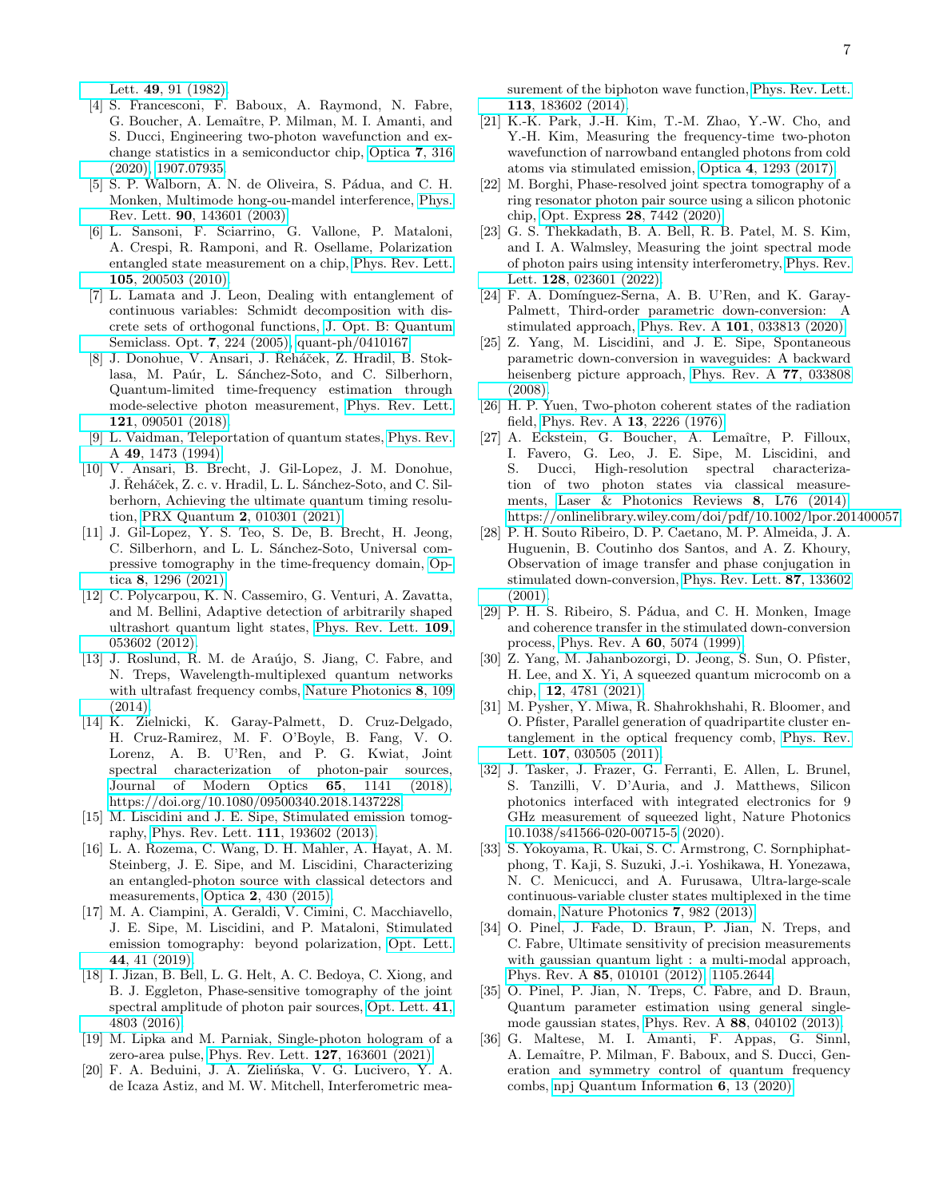Lett. **49**, 91 (1982).

[4] S. Francesconi, F. Baboux, A. Raymond, N. Fabre, G. Boucher, A. Lemaître, P. Milman, M. I. Amanti, and S. Ducci, Engineering two-photon wavefunction and exchange statistics in a semiconductor chip, Optica **7**, 316 (2020), 1907.07935.

[5] S. P. Walborn, A. N. de Oliveira, S. Pádua, and C. H. Monken, Multimode hong-ou-mandel interference, Phys. Rev. Lett. **90**, 143601 (2003).

[6] L. Sansoni, F. Sciarrino, G. Vallone, P. Mataloni, A. Crespi, R. Ramponi, and R. Osellame, Polarization entangled state measurement on a chip, Phys. Rev. Lett. **105**, 200503 (2010).

[7] L. Lamata and J. Leon, Dealing with entanglement of continuous variables: Schmidt decomposition with discrete sets of orthogonal functions, J. Opt. B: Quantum Semiclass. Opt. **7**, 224 (2005), quant-ph/0410167.

[8] J. Donohue, V. Ansari, J. Řeháček, Z. Hradil, B. Stoklasa, M. Paúr, L. Sánchez-Soto, and C. Silberhorn, Quantum-limited time-frequency estimation through mode-selective photon measurement, Phys. Rev. Lett. **121**, 090501 (2018).

[9] L. Vaidman, Teleportation of quantum states, Phys. Rev. A **49**, 1473 (1994).

[10] V. Ansari, B. Brecht, J. Gil-Lopez, J. M. Donohue, J. Řeháček, Z. c. v. Hradil, L. L. Sánchez-Soto, and C. Silberhorn, Achieving the ultimate quantum timing resolution, PRX Quantum **2**, 010301 (2021).

[11] J. Gil-Lopez, Y. S. Teo, S. De, B. Brecht, H. Jeong, C. Silberhorn, and L. L. Sánchez-Soto, Universal compressive tomography in the time-frequency domain, Optica **8**, 1296 (2021).

[12] C. Polycarpou, K. N. Cassemiro, G. Venturi, A. Zavatta, and M. Bellini, Adaptive detection of arbitrarily shaped ultrashort quantum light states, Phys. Rev. Lett. **109**, 053602 (2012).

[13] J. Roslund, R. M. de Araújo, S. Jiang, C. Fabre, and N. Treps, Wavelength-multiplexed quantum networks with ultrafast frequency combs, Nature Photonics **8**, 109 (2014).

[14] K. Zielnicki, K. Garay-Palmett, D. Cruz-Delgado, H. Cruz-Ramirez, M. F. O'Boyle, B. Fang, V. O. Lorenz, A. B. U'Ren, and P. G. Kwiat, Joint spectral characterization of photon-pair sources, Journal of Modern Optics **65**, 1141 (2018), https://doi.org/10.1080/09500340.2018.1437228.

[15] M. Liscidini and J. E. Sipe, Stimulated emission tomography, Phys. Rev. Lett. **111**, 193602 (2013).

[16] L. A. Rozema, C. Wang, D. H. Mahler, A. Hayat, A. M. Steinberg, J. E. Sipe, and M. Liscidini, Characterizing an entangled-photon source with classical detectors and measurements, Optica **2**, 430 (2015).

[17] M. A. Ciampini, A. Geraldi, V. Cimini, C. Macchiavello, J. E. Sipe, M. Liscidini, and P. Mataloni, Stimulated emission tomography: beyond polarization, Opt. Lett. **44**, 41 (2019).

[18] I. Jizan, B. Bell, L. G. Helt, A. C. Bedoya, C. Xiong, and B. J. Eggleton, Phase-sensitive tomography of the joint spectral amplitude of photon pair sources, Opt. Lett. **41**, 4803 (2016).

[19] M. Lipka and M. Parniak, Single-photon hologram of a zero-area pulse, Phys. Rev. Lett. **127**, 163601 (2021).

[20] F. A. Beduini, J. A. Zielińska, V. G. Lucivero, Y. A. de Icaza Astiz, and M. W. Mitchell, Interferometric measurement of the biphoton wave function, Phys. Rev. Lett. **113**, 183602 (2014).

[21] K.-K. Park, J.-H. Kim, T.-M. Zhao, Y.-W. Cho, and Y.-H. Kim, Measuring the frequency-time two-photon wavefunction of narrowband entangled photons from cold atoms via stimulated emission, Optica **4**, 1293 (2017).

[22] M. Borghi, Phase-resolved joint spectra tomography of a ring resonator photon pair source using a silicon photonic chip, Opt. Express **28**, 7442 (2020).

[23] G. S. Thekkadath, B. A. Bell, R. B. Patel, M. S. Kim, and I. A. Walmsley, Measuring the joint spectral mode of photon pairs using intensity interferometry, Phys. Rev. Lett. **128**, 023601 (2022).

[24] F. A. Domínguez-Serna, A. B. U'Ren, and K. Garay-Palmett, Third-order parametric down-conversion: A stimulated approach, Phys. Rev. A **101**, 033813 (2020).

[25] Z. Yang, M. Liscidini, and J. E. Sipe, Spontaneous parametric down-conversion in waveguides: A backward heisenberg picture approach, Phys. Rev. A **77**, 033808 (2008).

[26] H. P. Yuen, Two-photon coherent states of the radiation field, Phys. Rev. A **13**, 2226 (1976).

[27] A. Eckstein, G. Boucher, A. Lemaître, P. Filloux, I. Favero, G. Leo, J. E. Sipe, M. Liscidini, and S. Ducci, High-resolution spectral characterization of two photon states via classical measurements, Laser & Photonics Reviews **8**, L76 (2014), https://onlinelibrary.wiley.com/doi/pdf/10.1002/lpor.201400057.

[28] P. H. Souto Ribeiro, D. P. Caetano, M. P. Almeida, J. A. Huguenin, B. Coutinho dos Santos, and A. Z. Khoury, Observation of image transfer and phase conjugation in stimulated down-conversion, Phys. Rev. Lett. **87**, 133602 (2001).

[29] P. H. S. Ribeiro, S. Pádua, and C. H. Monken, Image and coherence transfer in the stimulated down-conversion process, Phys. Rev. A **60**, 5074 (1999).

[30] Z. Yang, M. Jahanbozorgi, D. Jeong, S. Sun, O. Pfister, H. Lee, and X. Yi, A squeezed quantum microcomb on a chip, **12**, 4781 (2021).

[31] M. Pysher, Y. Miwa, R. Shahrokhshahi, R. Bloomer, and O. Pfister, Parallel generation of quadripartite cluster entanglement in the optical frequency comb, Phys. Rev. Lett. **107**, 030505 (2011).

[32] J. Tasker, J. Frazer, G. Ferranti, E. Allen, L. Brunel, S. Tanzilli, V. D'Auria, and J. Matthews, Silicon photonics interfaced with integrated electronics for 9 GHz measurement of squeezed light, Nature Photonics 10.1038/s41566-020-00715-5 (2020).

[33] S. Yokoyama, R. Ukai, S. C. Armstrong, C. Sornphiphatphong, T. Kaji, S. Suzuki, J.-i. Yoshikawa, H. Yonezawa, N. C. Menicucci, and A. Furusawa, Ultra-large-scale continuous-variable cluster states multiplexed in the time domain, Nature Photonics **7**, 982 (2013).

[34] O. Pinel, J. Fade, D. Braun, P. Jian, N. Treps, and C. Fabre, Ultimate sensitivity of precision measurements with gaussian quantum light : a multi-modal approach, Phys. Rev. A **85**, 010101 (2012), 1105.2644.

[35] O. Pinel, P. Jian, N. Treps, C. Fabre, and D. Braun, Quantum parameter estimation using general single-mode gaussian states, Phys. Rev. A **88**, 040102 (2013).

[36] G. Maltese, M. I. Amanti, F. Appas, G. Sinnl, A. Lemaître, P. Milman, F. Baboux, and S. Ducci, Generation and symmetry control of quantum frequency combs, npj Quantum Information **6**, 13 (2020).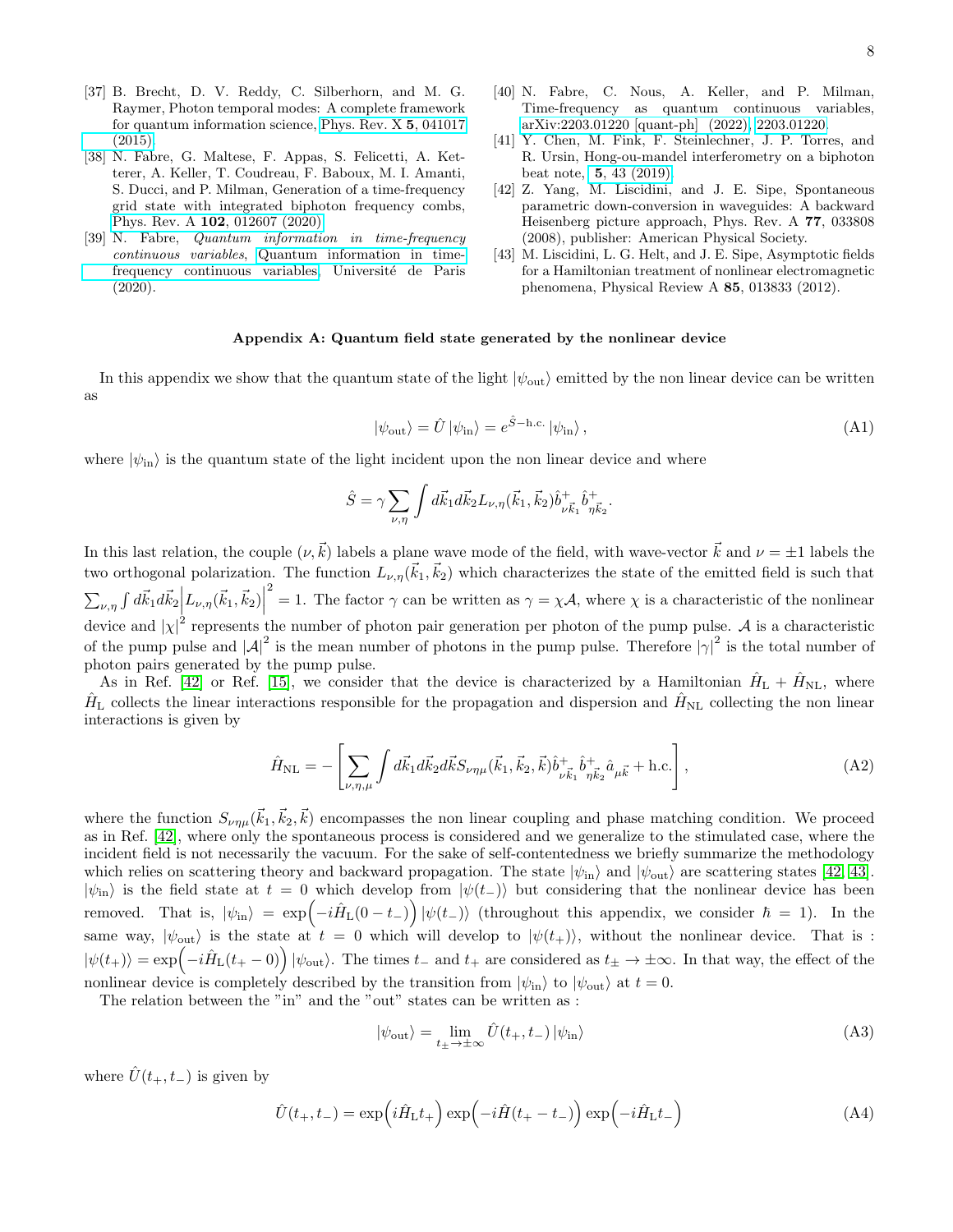[37] B. Brecht, D. V. Reddy, C. Silberhorn, and M. G. Raymer, Photon temporal modes: A complete framework for quantum information science, Phys. Rev. X **5**, 041017 (2015).

[38] N. Fabre, G. Maltese, F. Appas, S. Felicetti, A. Ketterer, A. Keller, T. Coudreau, F. Baboux, M. I. Amanti, S. Ducci, and P. Milman, Generation of a time-frequency grid state with integrated biphoton frequency combs, Phys. Rev. A **102**, 012607 (2020).

[39] N. Fabre, *Quantum information in time-frequency continuous variables*, Quantum information in time-frequency continuous variables, Université de Paris (2020).

[40] N. Fabre, C. Nous, A. Keller, and P. Milman, Time-frequency as quantum continuous variables, arXiv:2203.01220 [quant-ph] (2022), 2203.01220.

[41] Y. Chen, M. Fink, F. Steinlechner, J. P. Torres, and R. Ursin, Hong-ou-mandel interferometry on a biphoton beat note, **5**, 43 (2019).

[42] Z. Yang, M. Liscidini, and J. E. Sipe, Spontaneous parametric down-conversion in waveguides: A backward Heisenberg picture approach, Phys. Rev. A **77**, 033808 (2008), publisher: American Physical Society.

[43] M. Liscidini, L. G. Helt, and J. E. Sipe, Asymptotic fields for a Hamiltonian treatment of nonlinear electromagnetic phenomena, Physical Review A **85**, 013833 (2012).

## Appendix A: Quantum field state generated by the nonlinear device

In this appendix we show that the quantum state of the light $|\psi_{\rm out}\rangle$ emitted by the non linear device can be written as

$$|\psi_{\rm out}\rangle = \hat{U}\,|\psi_{\rm in}\rangle = e^{\hat{S}-{\rm h.c.}}\,|\psi_{\rm in}\rangle\,, \tag{A1}$$

where $|\psi_{\rm in}\rangle$ is the quantum state of the light incident upon the non linear device and where

$$\hat{S} = \gamma \sum_{\nu,\eta} \int d\vec{k}_1 d\vec{k}_2 L_{\nu,\eta}(\vec{k}_1,\vec{k}_2)\hat{b}^+_{\nu\vec{k}_1}\hat{b}^+_{\eta\vec{k}_2}.$$

In this last relation, the couple $(\nu,\vec{k})$ labels a plane wave mode of the field, with wave-vector $\vec{k}$ and $\nu=\pm1$ labels the two orthogonal polarization. The function $L_{\nu,\eta}(\vec{k}_1,\vec{k}_2)$ which characterizes the state of the emitted field is such that $\sum_{\nu,\eta}\int d\vec{k}_1 d\vec{k}_2 \Big|L_{\nu,\eta}(\vec{k}_1,\vec{k}_2)\Big|^2 = 1$. The factor $\gamma$ can be written as $\gamma=\chi\mathcal{A}$, where $\chi$ is a characteristic of the nonlinear device and $|\chi|^2$ represents the number of photon pair generation per photon of the pump pulse. $\mathcal{A}$ is a characteristic of the pump pulse and $|\mathcal{A}|^2$ is the mean number of photons in the pump pulse. Therefore $|\gamma|^2$ is the total number of photon pairs generated by the pump pulse.

As in Ref. [42] or Ref. [15], we consider that the device is characterized by a Hamiltonian $\hat{H}_{\rm L}+\hat{H}_{\rm NL}$, where $\hat{H}_{\rm L}$ collects the linear interactions responsible for the propagation and dispersion and $\hat{H}_{\rm NL}$ collecting the non linear interactions is given by

$$\hat{H}_{\rm NL} = -\left[\sum_{\nu,\eta,\mu}\int d\vec{k}_1 d\vec{k}_2 d\vec{k} S_{\nu\eta\mu}(\vec{k}_1,\vec{k}_2,\vec{k})\hat{b}^+_{\nu\vec{k}_1}\hat{b}^+_{\eta\vec{k}_2}\hat{a}_{\mu\vec{k}} + {\rm h.c.}\right], \tag{A2}$$

where the function $S_{\nu\eta\mu}(\vec{k}_1,\vec{k}_2,\vec{k})$ encompasses the non linear coupling and phase matching condition. We proceed as in Ref. [42], where only the spontaneous process is considered and we generalize to the stimulated case, where the incident field is not necessarily the vacuum. For the sake of self-contentedness we briefly summarize the methodology which relies on scattering theory and backward propagation. The state $|\psi_{\rm in}\rangle$ and $|\psi_{\rm out}\rangle$ are scattering states [42, 43]. $|\psi_{\rm in}\rangle$ is the field state at $t=0$ which develop from $|\psi(t_-)\rangle$ but considering that the nonlinear device has been removed. That is, $|\psi_{\rm in}\rangle = \exp\Big(-i\hat{H}_{\rm L}(0-t_-)\Big)\,|\psi(t_-)\rangle$ (throughout this appendix, we consider $\hbar=1$). In the same way, $|\psi_{\rm out}\rangle$ is the state at $t=0$ which will develop to $|\psi(t_+)\rangle$, without the nonlinear device. That is : $|\psi(t_+)\rangle = \exp\Big(-i\hat{H}_{\rm L}(t_+-0)\Big)\,|\psi_{\rm out}\rangle$. The times $t_-$ and $t_+$ are considered as $t_\pm\to\pm\infty$. In that way, the effect of the nonlinear device is completely described by the transition from $|\psi_{\rm in}\rangle$ to $|\psi_{\rm out}\rangle$ at $t=0$.

The relation between the "in" and the "out" states can be written as :

$$|\psi_{\rm out}\rangle = \lim_{t_\pm\to\pm\infty}\hat{U}(t_+,t_-)\,|\psi_{\rm in}\rangle \tag{A3}$$

where $\hat{U}(t_+,t_-)$ is given by

$$\hat{U}(t_+,t_-) = \exp\Big(i\hat{H}_{\rm L}t_+\Big)\exp\Big(-i\hat{H}(t_+-t_-)\Big)\exp\Big(-i\hat{H}_{\rm L}t_-\Big) \tag{A4}$$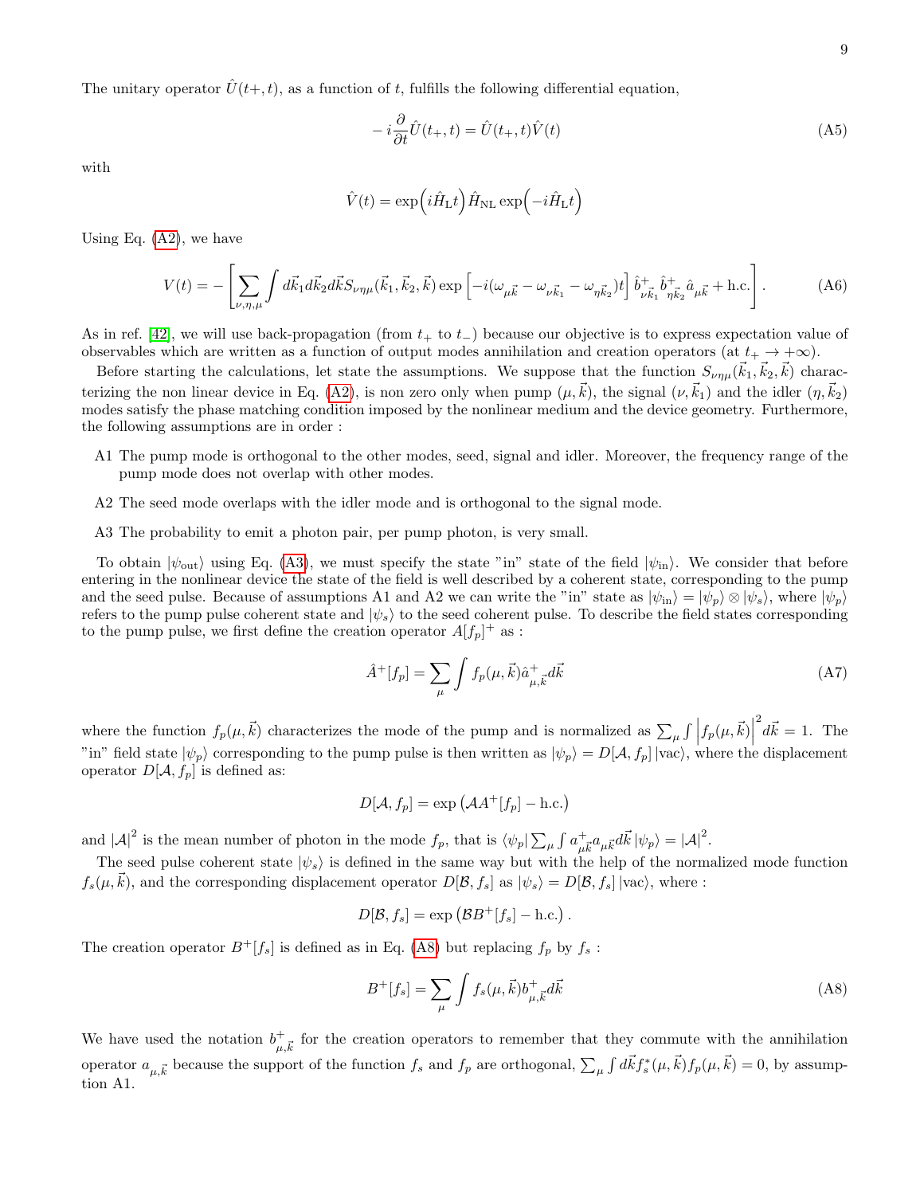The unitary operator $\hat{U}(t+, t)$, as a function of $t$, fulfills the following differential equation,

$$-i\frac{\partial}{\partial t}\hat{U}(t_+, t) = \hat{U}(t_+, t)\hat{V}(t) \tag{A5}$$

with

$$\hat{V}(t) = \exp\Big(i\hat{H}_{\rm L}t\Big)\,\hat{H}_{\rm NL}\exp\Big(-i\hat{H}_{\rm L}t\Big)$$

Using Eq. (A2), we have

$$V(t) = -\left[\sum_{\nu,\eta,\mu}\int d\vec{k}_1 d\vec{k}_2 d\vec{k} S_{\nu\eta\mu}(\vec{k}_1,\vec{k}_2,\vec{k})\exp\left[-i(\omega_{\mu\vec{k}} - \omega_{\nu\vec{k}_1} - \omega_{\eta\vec{k}_2})t\right]\hat{b}^+_{\nu\vec{k}_1}\hat{b}^+_{\eta\vec{k}_2}\hat{a}_{\mu\vec{k}} + \text{h.c.}\right]. \tag{A6}$$

As in ref. [42], we will use back-propagation (from $t_+$ to $t_-$) because our objective is to express expectation value of observables which are written as a function of output modes annihilation and creation operators (at $t_+ \to +\infty$).

Before starting the calculations, let state the assumptions. We suppose that the function $S_{\nu\eta\mu}(\vec{k}_1,\vec{k}_2,\vec{k})$ characterizing the non linear device in Eq. (A2), is non zero only when pump $(\mu,\vec{k})$, the signal $(\nu,\vec{k}_1)$ and the idler $(\eta,\vec{k}_2)$ modes satisfy the phase matching condition imposed by the nonlinear medium and the device geometry. Furthermore, the following assumptions are in order :

- A1 The pump mode is orthogonal to the other modes, seed, signal and idler. Moreover, the frequency range of the pump mode does not overlap with other modes.
- A2 The seed mode overlaps with the idler mode and is orthogonal to the signal mode.
- A3 The probability to emit a photon pair, per pump photon, is very small.

To obtain $|\psi_{\rm out}\rangle$ using Eq. (A3), we must specify the state "in" state of the field $|\psi_{\rm in}\rangle$. We consider that before entering in the nonlinear device the state of the field is well described by a coherent state, corresponding to the pump and the seed pulse. Because of assumptions A1 and A2 we can write the "in" state as $|\psi_{\rm in}\rangle = |\psi_p\rangle \otimes |\psi_s\rangle$, where $|\psi_p\rangle$ refers to the pump pulse coherent state and $|\psi_s\rangle$ to the seed coherent pulse. To describe the field states corresponding to the pump pulse, we first define the creation operator $A[f_p]^+$ as :

$$\hat{A}^+[f_p] = \sum_\mu \int f_p(\mu,\vec{k})\hat{a}^+_{\mu,\vec{k}}d\vec{k} \tag{A7}$$

where the function $f_p(\mu,\vec{k})$ characterizes the mode of the pump and is normalized as $\sum_\mu \int \left|f_p(\mu,\vec{k})\right|^2 d\vec{k} = 1$. The "in" field state $|\psi_p\rangle$ corresponding to the pump pulse is then written as $|\psi_p\rangle = D[\mathcal{A}, f_p]\,|\text{vac}\rangle$, where the displacement operator $D[\mathcal{A}, f_p]$ is defined as:

$$D[\mathcal{A}, f_p] = \exp\left(\mathcal{A}A^+[f_p] - \text{h.c.}\right)$$

and $|\mathcal{A}|^2$ is the mean number of photon in the mode $f_p$, that is $\langle\psi_p|\sum_\mu\int a^+_{\mu\vec{k}}a_{\mu\vec{k}}d\vec{k}\,|\psi_p\rangle = |\mathcal{A}|^2$.

The seed pulse coherent state $|\psi_s\rangle$ is defined in the same way but with the help of the normalized mode function $f_s(\mu,\vec{k})$, and the corresponding displacement operator $D[\mathcal{B}, f_s]$ as $|\psi_s\rangle = D[\mathcal{B}, f_s]\,|\text{vac}\rangle$, where :

$$D[\mathcal{B}, f_s] = \exp\left(\mathcal{B}B^+[f_s] - \text{h.c.}\right).$$

The creation operator $B^+[f_s]$ is defined as in Eq. (A8) but replacing $f_p$ by $f_s$ :

$$B^+[f_s] = \sum_\mu \int f_s(\mu,\vec{k})b^+_{\mu,\vec{k}}d\vec{k} \tag{A8}$$

We have used the notation $b^+_{\mu,\vec{k}}$ for the creation operators to remember that they commute with the annihilation operator $a_{\mu,\vec{k}}$ because the support of the function $f_s$ and $f_p$ are orthogonal, $\sum_\mu\int d\vec{k} f_s^*(\mu,\vec{k})f_p(\mu,\vec{k}) = 0$, by assumption A1.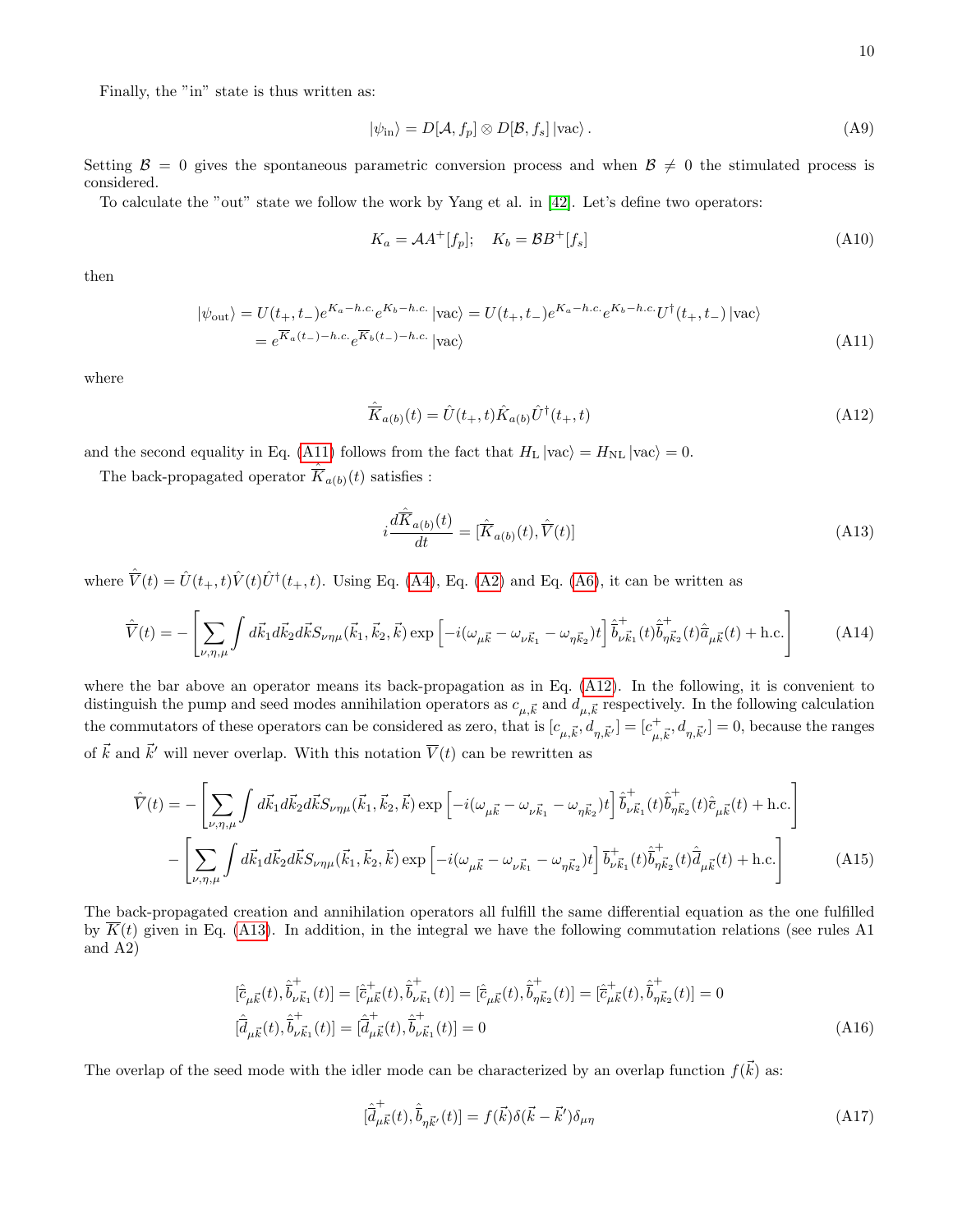Finally, the "in" state is thus written as:

$$|\psi_{\rm in}\rangle = D[\mathcal{A}, f_p] \otimes D[\mathcal{B}, f_s] \, |{\rm vac}\rangle \,. \tag{A9}$$

Setting $\mathcal{B} = 0$ gives the spontaneous parametric conversion process and when $\mathcal{B} \neq 0$ the stimulated process is considered.

To calculate the "out" state we follow the work by Yang et al. in [42]. Let's define two operators:

$$K_a = \mathcal{A}A^+[f_p]; \quad K_b = \mathcal{B}B^+[f_s] \tag{A10}$$

then

$$\begin{aligned}|\psi_{\rm out}\rangle &= U(t_+, t_-) e^{K_a - h.c.} e^{K_b - h.c.} \, |{\rm vac}\rangle = U(t_+, t_-) e^{K_a - h.c.} e^{K_b - h.c.} U^\dagger(t_+, t_-) \, |{\rm vac}\rangle \\ &= e^{\overline{K}_a(t_-) - h.c.} e^{\overline{K}_b(t_-) - h.c.} \, |{\rm vac}\rangle \end{aligned} \tag{A11}$$

where

$$\hat{\overline{K}}_{a(b)}(t) = \hat{U}(t_+, t) \hat{K}_{a(b)} \hat{U}^\dagger(t_+, t) \tag{A12}$$

and the second equality in Eq. (A11) follows from the fact that $H_{\rm L}\, |{\rm vac}\rangle = H_{\rm NL}\, |{\rm vac}\rangle = 0$.

The back-propagated operator $\hat{\overline{K}}_{a(b)}(t)$ satisfies :

$$i \frac{d\hat{\overline{K}}_{a(b)}(t)}{dt} = [\hat{\overline{K}}_{a(b)}(t), \hat{\overline{V}}(t)] \tag{A13}$$

where $\hat{\overline{V}}(t) = \hat{U}(t_+, t) \hat{V}(t) \hat{U}^\dagger(t_+, t)$. Using Eq. (A4), Eq. (A2) and Eq. (A6), it can be written as

$$\hat{\overline{V}}(t) = -\left[ \sum_{\nu,\eta,\mu} \int d\vec{k}_1 d\vec{k}_2 d\vec{k} S_{\nu\eta\mu}(\vec{k}_1, \vec{k}_2, \vec{k}) \exp\left[ -i(\omega_{\mu\vec{k}} - \omega_{\nu\vec{k}_1} - \omega_{\eta\vec{k}_2})t \right] \hat{\overline{b}}^+_{\nu\vec{k}_1}(t) \hat{\overline{b}}^+_{\eta\vec{k}_2}(t) \hat{\overline{a}}_{\mu\vec{k}}(t) + {\rm h.c.} \right] \tag{A14}$$

where the bar above an operator means its back-propagation as in Eq. (A12). In the following, it is convenient to distinguish the pump and seed modes annihilation operators as $c_{\mu,\vec{k}}$ and $d_{\mu,\vec{k}}$ respectively. In the following calculation the commutators of these operators can be considered as zero, that is $[c_{\mu,\vec{k}}, d_{\eta,\vec{k}'}] = [c^+_{\mu,\vec{k}}, d_{\eta,\vec{k}'}] = 0$, because the ranges of $\vec{k}$ and $\vec{k}'$ will never overlap. With this notation $\overline{V}(t)$ can be rewritten as

$$\begin{aligned}\hat{\overline{V}}(t) = &-\left[ \sum_{\nu,\eta,\mu} \int d\vec{k}_1 d\vec{k}_2 d\vec{k} S_{\nu\eta\mu}(\vec{k}_1, \vec{k}_2, \vec{k}) \exp\left[ -i(\omega_{\mu\vec{k}} - \omega_{\nu\vec{k}_1} - \omega_{\eta\vec{k}_2})t \right] \hat{\overline{b}}^+_{\nu\vec{k}_1}(t) \hat{\overline{b}}^+_{\eta\vec{k}_2}(t) \hat{\overline{c}}_{\mu\vec{k}}(t) + {\rm h.c.} \right] \\ &-\left[ \sum_{\nu,\eta,\mu} \int d\vec{k}_1 d\vec{k}_2 d\vec{k} S_{\nu\eta\mu}(\vec{k}_1, \vec{k}_2, \vec{k}) \exp\left[ -i(\omega_{\mu\vec{k}} - \omega_{\nu\vec{k}_1} - \omega_{\eta\vec{k}_2})t \right] \overline{b}^+_{\nu\vec{k}_1}(t) \hat{\overline{b}}^+_{\eta\vec{k}_2}(t) \hat{\overline{d}}_{\mu\vec{k}}(t) + {\rm h.c.} \right] \end{aligned} \tag{A15}$$

The back-propagated creation and annihilation operators all fulfill the same differential equation as the one fulfilled by $\overline{K}(t)$ given in Eq. (A13). In addition, in the integral we have the following commutation relations (see rules A1 and A2)

$$\begin{aligned} &[\hat{\overline{c}}_{\mu\vec{k}}(t), \hat{\overline{b}}^+_{\nu\vec{k}_1}(t)] = [\hat{\overline{c}}^+_{\mu\vec{k}}(t), \hat{\overline{b}}^+_{\nu\vec{k}_1}(t)] = [\hat{\overline{c}}_{\mu\vec{k}}(t), \hat{\overline{b}}^+_{\eta\vec{k}_2}(t)] = [\hat{\overline{c}}^+_{\mu\vec{k}}(t), \hat{\overline{b}}^+_{\eta\vec{k}_2}(t)] = 0 \\ &[\hat{\overline{d}}_{\mu\vec{k}}(t), \hat{\overline{b}}^+_{\nu\vec{k}_1}(t)] = [\hat{\overline{d}}^+_{\mu\vec{k}}(t), \hat{\overline{b}}^+_{\nu\vec{k}_1}(t)] = 0 \end{aligned} \tag{A16}$$

The overlap of the seed mode with the idler mode can be characterized by an overlap function $f(\vec{k})$ as:

$$[\hat{\overline{d}}^+_{\mu\vec{k}}(t), \hat{\overline{b}}_{\eta\vec{k}'}(t)] = f(\vec{k}) \delta(\vec{k} - \vec{k}') \delta_{\mu\eta} \tag{A17}$$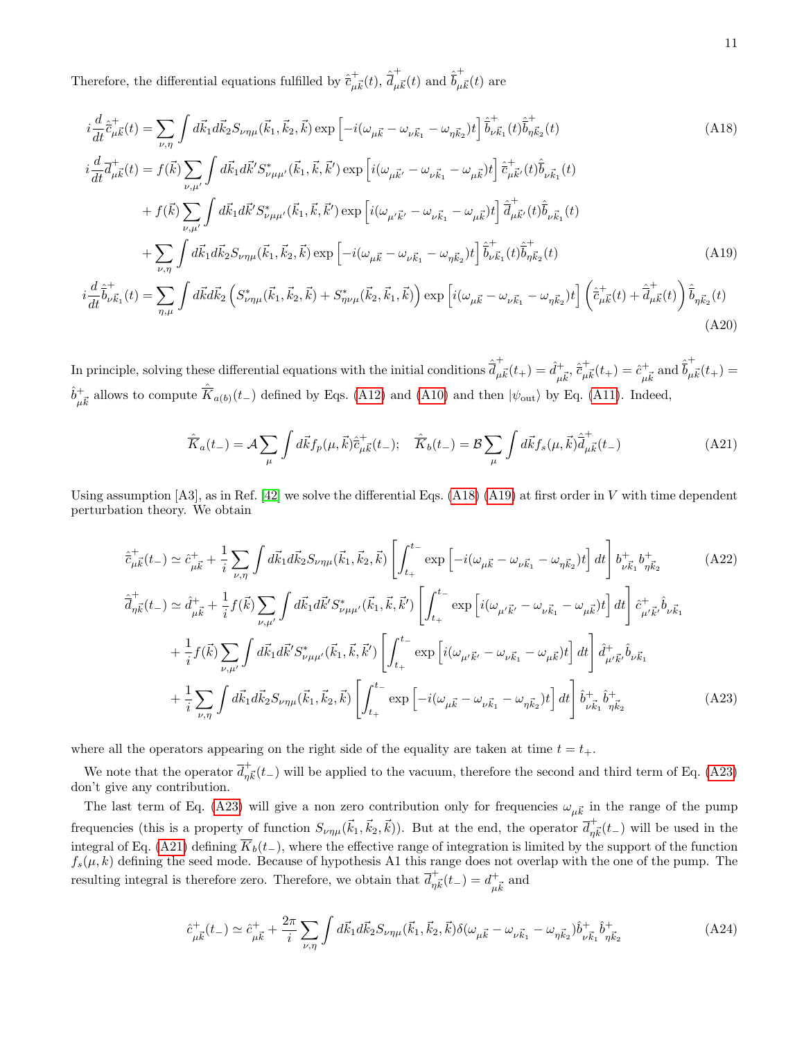Therefore, the differential equations fulfilled by $\hat{\overline{c}}^+_{\mu\vec{k}}(t)$, $\hat{\overline{d}}^+_{\mu\vec{k}}(t)$ and $\hat{\overline{b}}^+_{\mu\vec{k}}(t)$ are

$$
i\frac{d}{dt}\hat{\overline{c}}^+_{\mu\vec{k}}(t) = \sum_{\nu,\eta}\int d\vec{k}_1 d\vec{k}_2 S_{\nu\eta\mu}(\vec{k}_1,\vec{k}_2,\vec{k})\exp\left[-i(\omega_{\mu\vec{k}}-\omega_{\nu\vec{k}_1}-\omega_{\eta\vec{k}_2})t\right]\hat{\overline{b}}^+_{\nu\vec{k}_1}(t)\hat{\overline{b}}^+_{\eta\vec{k}_2}(t) \tag{A18}
$$

$$
\begin{aligned}
i\frac{d}{dt}\hat{\overline{d}}^+_{\mu\vec{k}}(t) = {} & f(\vec{k})\sum_{\nu,\mu'}\int d\vec{k}_1 d\vec{k}' S^*_{\nu\mu\mu'}(\vec{k}_1,\vec{k},\vec{k}')\exp\left[i(\omega_{\mu\vec{k}'}-\omega_{\nu\vec{k}_1}-\omega_{\mu\vec{k}})t\right]\hat{\overline{c}}^+_{\mu\vec{k}'}(t)\hat{\overline{b}}_{\nu\vec{k}_1}(t) \\
& + f(\vec{k})\sum_{\nu,\mu'}\int d\vec{k}_1 d\vec{k}' S^*_{\nu\mu\mu'}(\vec{k}_1,\vec{k},\vec{k}')\exp\left[i(\omega_{\mu'\vec{k}'}-\omega_{\nu\vec{k}_1}-\omega_{\mu\vec{k}})t\right]\hat{\overline{d}}^+_{\mu\vec{k}'}(t)\hat{\overline{b}}_{\nu\vec{k}_1}(t) \\
& + \sum_{\nu,\eta}\int d\vec{k}_1 d\vec{k}_2 S_{\nu\eta\mu}(\vec{k}_1,\vec{k}_2,\vec{k})\exp\left[-i(\omega_{\mu\vec{k}}-\omega_{\nu\vec{k}_1}-\omega_{\eta\vec{k}_2})t\right]\hat{\overline{b}}^+_{\nu\vec{k}_1}(t)\hat{\overline{b}}^+_{\eta\vec{k}_2}(t)
\end{aligned} \tag{A19}
$$

$$
i\frac{d}{dt}\hat{\overline{b}}^+_{\nu\vec{k}_1}(t) = \sum_{\eta,\mu}\int d\vec{k}d\vec{k}_2\left(S^*_{\nu\eta\mu}(\vec{k}_1,\vec{k}_2,\vec{k})+S^*_{\eta\nu\mu}(\vec{k}_2,\vec{k}_1,\vec{k})\right)\exp\left[i(\omega_{\mu\vec{k}}-\omega_{\nu\vec{k}_1}-\omega_{\eta\vec{k}_2})t\right]\left(\hat{\overline{c}}^+_{\mu\vec{k}}(t)+\hat{\overline{d}}^+_{\mu\vec{k}}(t)\right)\hat{\overline{b}}_{\eta\vec{k}_2}(t) \tag{A20}
$$

In principle, solving these differential equations with the initial conditions $\hat{\overline{d}}^+_{\mu\vec{k}}(t_+) = \hat{d}^+_{\mu\vec{k}}$, $\hat{\overline{c}}^+_{\mu\vec{k}}(t_+) = \hat{c}^+_{\mu\vec{k}}$ and $\hat{\overline{b}}^+_{\mu\vec{k}}(t_+) = \hat{b}^+_{\mu\vec{k}}$ allows to compute $\hat{\overline{K}}_{a(b)}(t_-)$ defined by Eqs. (A12) and (A10) and then $|\psi_{\rm out}\rangle$ by Eq. (A11). Indeed,

$$
\hat{\overline{K}}_a(t_-) = \mathcal{A}\sum_\mu\int d\vec{k} f_p(\mu,\vec{k})\hat{\overline{c}}^+_{\mu\vec{k}}(t_-); \quad \hat{\overline{K}}_b(t_-) = \mathcal{B}\sum_\mu\int d\vec{k} f_s(\mu,\vec{k})\hat{\overline{d}}^+_{\mu\vec{k}}(t_-) \tag{A21}
$$

Using assumption [A3], as in Ref. [42] we solve the differential Eqs. (A18) (A19) at first order in $V$ with time dependent perturbation theory. We obtain

$$
\hat{\overline{c}}^+_{\mu\vec{k}}(t_-) \simeq \hat{c}^+_{\mu\vec{k}} + \frac{1}{i}\sum_{\nu,\eta}\int d\vec{k}_1 d\vec{k}_2 S_{\nu\eta\mu}(\vec{k}_1,\vec{k}_2,\vec{k})\left[\int_{t_+}^{t_-}\exp\left[-i(\omega_{\mu\vec{k}}-\omega_{\nu\vec{k}_1}-\omega_{\eta\vec{k}_2})t\right]dt\right]b^+_{\nu\vec{k}_1}b^+_{\eta\vec{k}_2} \tag{A22}
$$

$$
\begin{aligned}
\hat{\overline{d}}^+_{\eta\vec{k}}(t_-) \simeq {} & \hat{d}^+_{\mu\vec{k}} + \frac{1}{i}f(\vec{k})\sum_{\nu,\mu'}\int d\vec{k}_1 d\vec{k}' S^*_{\nu\mu\mu'}(\vec{k}_1,\vec{k},\vec{k}')\left[\int_{t_+}^{t_-}\exp\left[i(\omega_{\mu'\vec{k}'}-\omega_{\nu\vec{k}_1}-\omega_{\mu\vec{k}})t\right]dt\right]\hat{c}^+_{\mu'\vec{k}'}\hat{b}_{\nu\vec{k}_1} \\
& + \frac{1}{i}f(\vec{k})\sum_{\nu,\mu'}\int d\vec{k}_1 d\vec{k}' S^*_{\nu\mu\mu'}(\vec{k}_1,\vec{k},\vec{k}')\left[\int_{t_+}^{t_-}\exp\left[i(\omega_{\mu'\vec{k}'}-\omega_{\nu\vec{k}_1}-\omega_{\mu\vec{k}})t\right]dt\right]\hat{d}^+_{\mu'\vec{k}'}\hat{b}_{\nu\vec{k}_1} \\
& + \frac{1}{i}\sum_{\nu,\eta}\int d\vec{k}_1 d\vec{k}_2 S_{\nu\eta\mu}(\vec{k}_1,\vec{k}_2,\vec{k})\left[\int_{t_+}^{t_-}\exp\left[-i(\omega_{\mu\vec{k}}-\omega_{\nu\vec{k}_1}-\omega_{\eta\vec{k}_2})t\right]dt\right]\hat{b}^+_{\nu\vec{k}_1}\hat{b}^+_{\eta\vec{k}_2}
\end{aligned} \tag{A23}
$$

where all the operators appearing on the right side of the equality are taken at time $t = t_+$.

We note that the operator $\overline{d}^+_{\eta\vec{k}}(t_-)$ will be applied to the vacuum, therefore the second and third term of Eq. (A23) don't give any contribution.

The last term of Eq. (A23) will give a non zero contribution only for frequencies $\omega_{\mu\vec{k}}$ in the range of the pump frequencies (this is a property of function $S_{\nu\eta\mu}(\vec{k}_1,\vec{k}_2,\vec{k})$). But at the end, the operator $\overline{d}^+_{\eta\vec{k}}(t_-)$ will be used in the integral of Eq. (A21) defining $\overline{K}_b(t_-)$, where the effective range of integration is limited by the support of the function $f_s(\mu,k)$ defining the seed mode. Because of hypothesis A1 this range does not overlap with the one of the pump. The resulting integral is therefore zero. Therefore, we obtain that $\overline{d}^+_{\eta\vec{k}}(t_-) = d^+_{\mu\vec{k}}$ and

$$
\hat{c}^+_{\mu\vec{k}}(t_-) \simeq \hat{c}^+_{\mu\vec{k}} + \frac{2\pi}{i}\sum_{\nu,\eta}\int d\vec{k}_1 d\vec{k}_2 S_{\nu\eta\mu}(\vec{k}_1,\vec{k}_2,\vec{k})\delta(\omega_{\mu\vec{k}}-\omega_{\nu\vec{k}_1}-\omega_{\eta\vec{k}_2})\hat{b}^+_{\nu\vec{k}_1}\hat{b}^+_{\eta\vec{k}_2} \tag{A24}
$$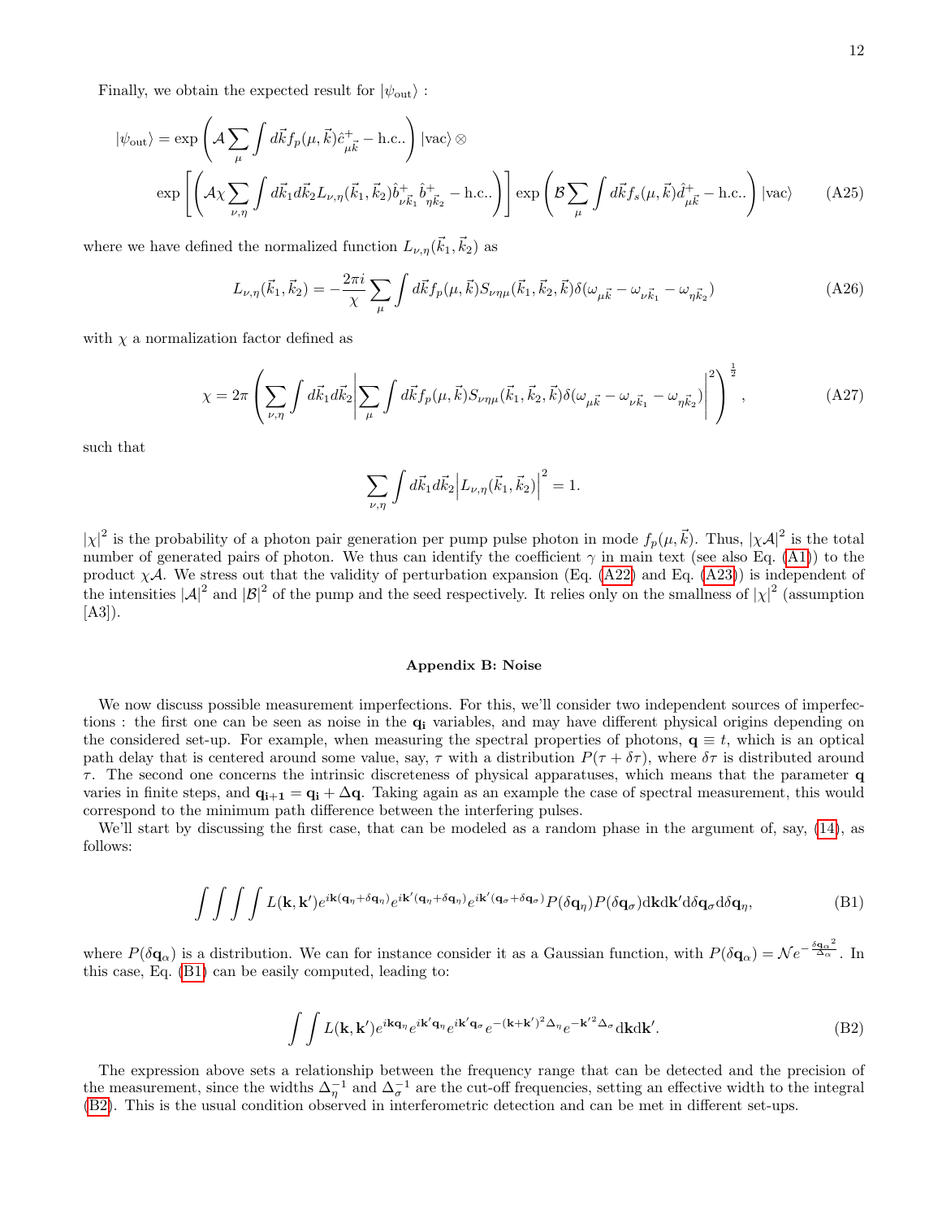Finally, we obtain the expected result for $|\psi_{\text{out}}\rangle$ :

$$
|\psi_{\text{out}}\rangle = \exp\left(\mathcal{A}\sum_{\mu}\int d\vec{k} f_p(\mu,\vec{k})\hat{c}^{+}_{\mu\vec{k}} - \text{h.c.}\right)|\text{vac}\rangle \otimes
$$

$$
\exp\left[\left(\mathcal{A}\chi\sum_{\nu,\eta}\int d\vec{k}_1 d\vec{k}_2 L_{\nu,\eta}(\vec{k}_1,\vec{k}_2)\hat{b}^{+}_{\nu\vec{k}_1}\hat{b}^{+}_{\eta\vec{k}_2} - \text{h.c.}\right)\right]\exp\left(\mathcal{B}\sum_{\mu}\int d\vec{k} f_s(\mu,\vec{k})\hat{d}^{+}_{\mu\vec{k}} - \text{h.c.}\right)|\text{vac}\rangle \tag{A25}
$$

where we have defined the normalized function $L_{\nu,\eta}(\vec{k}_1,\vec{k}_2)$ as

$$
L_{\nu,\eta}(\vec{k}_1,\vec{k}_2) = -\frac{2\pi i}{\chi}\sum_{\mu}\int d\vec{k} f_p(\mu,\vec{k}) S_{\nu\eta\mu}(\vec{k}_1,\vec{k}_2,\vec{k})\delta(\omega_{\mu\vec{k}} - \omega_{\nu\vec{k}_1} - \omega_{\eta\vec{k}_2}) \tag{A26}
$$

with $\chi$ a normalization factor defined as

$$
\chi = 2\pi\left(\sum_{\nu,\eta}\int d\vec{k}_1 d\vec{k}_2\left|\sum_{\mu}\int d\vec{k} f_p(\mu,\vec{k}) S_{\nu\eta\mu}(\vec{k}_1,\vec{k}_2,\vec{k})\delta(\omega_{\mu\vec{k}} - \omega_{\nu\vec{k}_1} - \omega_{\eta\vec{k}_2})\right|^2\right)^{\frac{1}{2}}, \tag{A27}
$$

such that

$$
\sum_{\nu,\eta}\int d\vec{k}_1 d\vec{k}_2\left|L_{\nu,\eta}(\vec{k}_1,\vec{k}_2)\right|^2 = 1.
$$

$|\chi|^2$ is the probability of a photon pair generation per pump pulse photon in mode $f_p(\mu,\vec{k})$. Thus, $|\chi\mathcal{A}|^2$ is the total number of generated pairs of photon. We thus can identify the coefficient $\gamma$ in main text (see also Eq. (A1)) to the product $\chi\mathcal{A}$. We stress out that the validity of perturbation expansion (Eq. (A22) and Eq. (A23)) is independent of the intensities $|\mathcal{A}|^2$ and $|\mathcal{B}|^2$ of the pump and the seed respectively. It relies only on the smallness of $|\chi|^2$ (assumption [A3]).

## Appendix B: Noise

We now discuss possible measurement imperfections. For this, we'll consider two independent sources of imperfections : the first one can be seen as noise in the $\mathbf{q_i}$ variables, and may have different physical origins depending on the considered set-up. For example, when measuring the spectral properties of photons, $\mathbf{q} \equiv t$, which is an optical path delay that is centered around some value, say, $\tau$ with a distribution $P(\tau + \delta\tau)$, where $\delta\tau$ is distributed around $\tau$. The second one concerns the intrinsic discreteness of physical apparatuses, which means that the parameter $\mathbf{q}$ varies in finite steps, and $\mathbf{q_{i+1}} = \mathbf{q_i} + \Delta\mathbf{q}$. Taking again as an example the case of spectral measurement, this would correspond to the minimum path difference between the interfering pulses.

We'll start by discussing the first case, that can be modeled as a random phase in the argument of, say, (14), as follows:

$$
\int\int\int\int L(\mathbf{k},\mathbf{k'})e^{i\mathbf{k}(\mathbf{q}_\eta + \delta\mathbf{q}_\eta)}e^{i\mathbf{k'}(\mathbf{q}_\eta + \delta\mathbf{q}_\eta)}e^{i\mathbf{k'}(\mathbf{q}_\sigma + \delta\mathbf{q}_\sigma)}P(\delta\mathbf{q}_\eta)P(\delta\mathbf{q}_\sigma)\mathrm{d}\mathbf{k}\mathrm{d}\mathbf{k'}\mathrm{d}\delta\mathbf{q}_\sigma\mathrm{d}\delta\mathbf{q}_\eta, \tag{B1}
$$

where $P(\delta\mathbf{q}_\alpha)$ is a distribution. We can for instance consider it as a Gaussian function, with $P(\delta\mathbf{q}_\alpha) = \mathcal{N}e^{-\frac{\delta\mathbf{q}_\alpha{}^2}{\Delta_\alpha}}$. In this case, Eq. (B1) can be easily computed, leading to:

$$
\int\int L(\mathbf{k},\mathbf{k'})e^{i\mathbf{k}\mathbf{q}_\eta}e^{i\mathbf{k'}\mathbf{q}_\eta}e^{i\mathbf{k'}\mathbf{q}_\sigma}e^{-(\mathbf{k}+\mathbf{k'})^2\Delta_\eta}e^{-\mathbf{k'}^2\Delta_\sigma}\mathrm{d}\mathbf{k}\mathrm{d}\mathbf{k'}. \tag{B2}
$$

The expression above sets a relationship between the frequency range that can be detected and the precision of the measurement, since the widths $\Delta_\eta^{-1}$ and $\Delta_\sigma^{-1}$ are the cut-off frequencies, setting an effective width to the integral (B2). This is the usual condition observed in interferometric detection and can be met in different set-ups.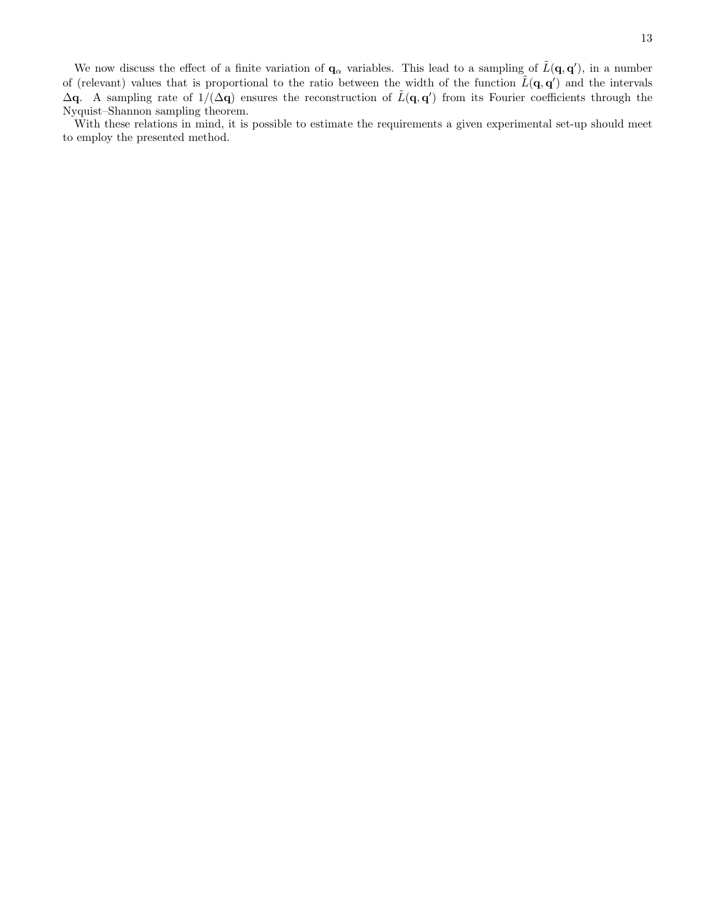We now discuss the effect of a finite variation of $\mathbf{q}_\alpha$ variables. This lead to a sampling of $\tilde{L}(\mathbf{q}, \mathbf{q}')$, in a number of (relevant) values that is proportional to the ratio between the width of the function $\tilde{L}(\mathbf{q}, \mathbf{q}')$ and the intervals $\Delta\mathbf{q}$. A sampling rate of $1/(\Delta\mathbf{q})$ ensures the reconstruction of $\tilde{L}(\mathbf{q}, \mathbf{q}')$ from its Fourier coefficients through the Nyquist–Shannon sampling theorem.

With these relations in mind, it is possible to estimate the requirements a given experimental set-up should meet to employ the presented method.